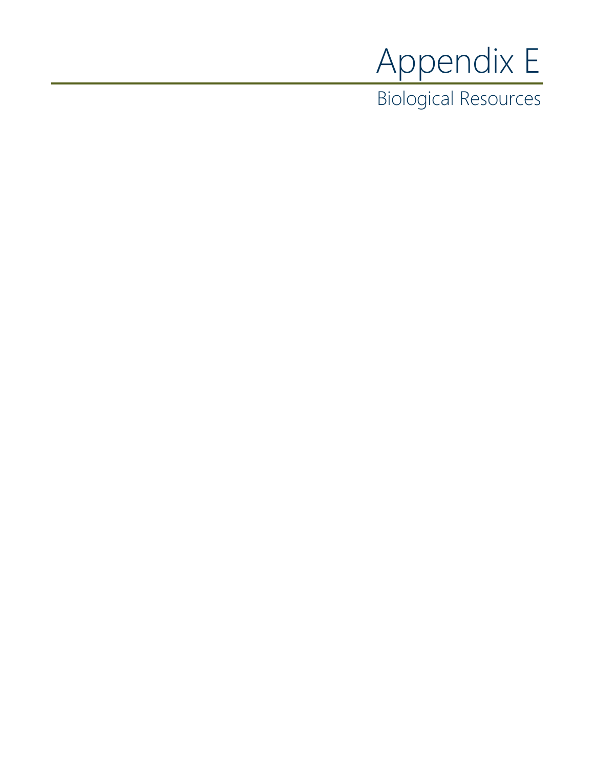# Appendix E

## Biological Resources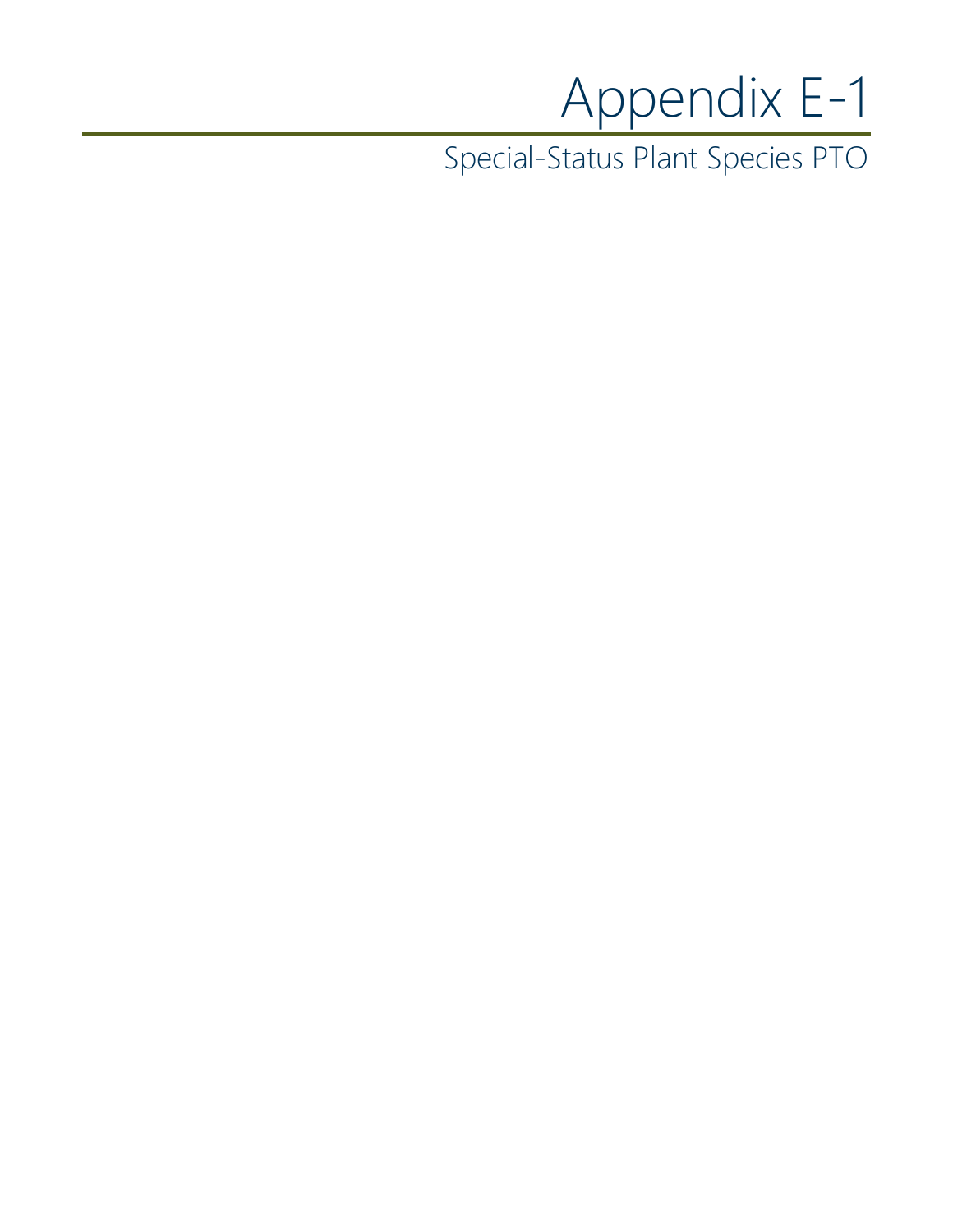# Appendix E-1

Special-Status Plant Species PTO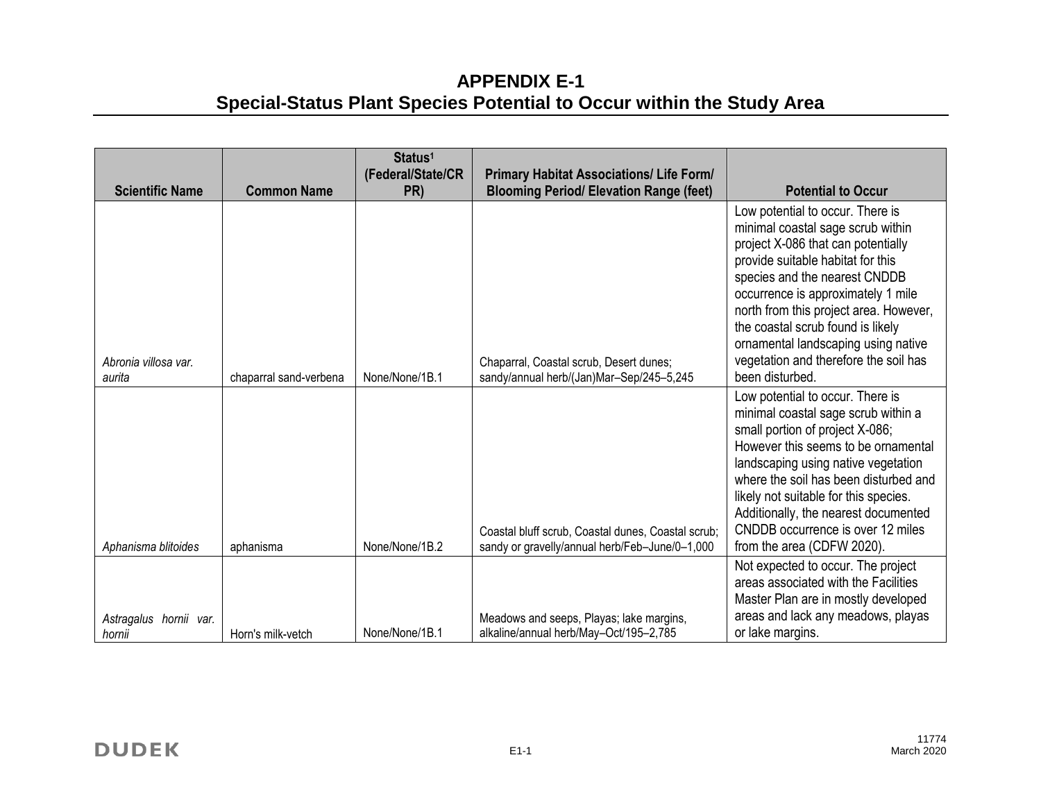# APPENDIX E-1
# Special-Status Plant Species Potential to Occur within the Study Area

| Scientific Name | Common Name | Status[1] (Federal/State/CRPR) | Primary Habitat Associations/ Life Form/ Blooming Period/ Elevation Range (feet) | Potential to Occur |
|---|---|---|---|---|
| *Abronia villosa var. aurita* | chaparral sand-verbena | None/None/1B.1 | Chaparral, Coastal scrub, Desert dunes; sandy/annual herb/(Jan)Mar–Sep/245–5,245 | Low potential to occur. There is minimal coastal sage scrub within project X-086 that can potentially provide suitable habitat for this species and the nearest CNDDB occurrence is approximately 1 mile north from this project area. However, the coastal scrub found is likely ornamental landscaping using native vegetation and therefore the soil has been disturbed. |
| *Aphanisma blitoides* | aphanisma | None/None/1B.2 | Coastal bluff scrub, Coastal dunes, Coastal scrub; sandy or gravelly/annual herb/Feb–June/0–1,000 | Low potential to occur. There is minimal coastal sage scrub within a small portion of project X-086; However this seems to be ornamental landscaping using native vegetation where the soil has been disturbed and likely not suitable for this species. Additionally, the nearest documented CNDDB occurrence is over 12 miles from the area (CDFW 2020). |
| *Astragalus hornii var. hornii* | Horn's milk-vetch | None/None/1B.1 | Meadows and seeps, Playas; lake margins, alkaline/annual herb/May–Oct/195–2,785 | Not expected to occur. The project areas associated with the Facilities Master Plan are in mostly developed areas and lack any meadows, playas or lake margins. |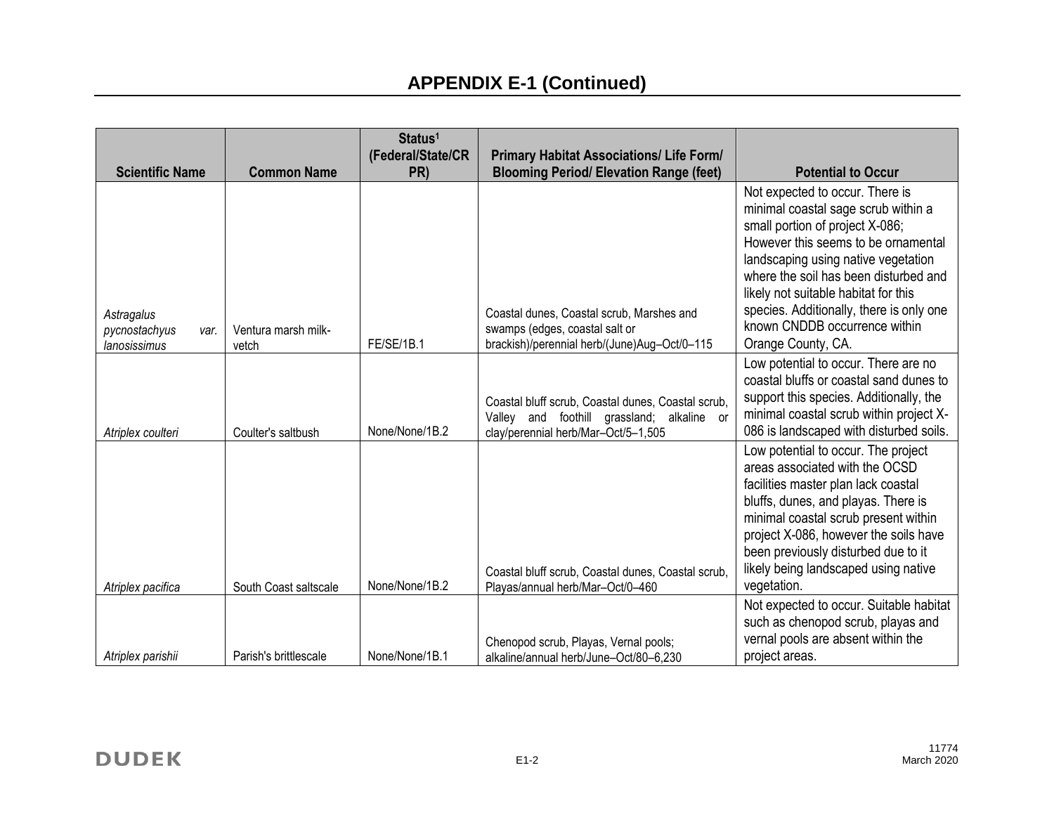## APPENDIX E-1 (Continued)

| Scientific Name | Common Name | Status[1] (Federal/State/CRPR) | Primary Habitat Associations/ Life Form/ Blooming Period/ Elevation Range (feet) | Potential to Occur |
|---|---|---|---|---|
| *Astragalus pycnostachyus* var. *lanosissimus* | Ventura marsh milk-vetch | FE/SE/1B.1 | Coastal dunes, Coastal scrub, Marshes and swamps (edges, coastal salt or brackish)/perennial herb/(June)Aug–Oct/0–115 | Not expected to occur. There is minimal coastal sage scrub within a small portion of project X-086; However this seems to be ornamental landscaping using native vegetation where the soil has been disturbed and likely not suitable habitat for this species. Additionally, there is only one known CNDDB occurrence within Orange County, CA. |
| *Atriplex coulteri* | Coulter's saltbush | None/None/1B.2 | Coastal bluff scrub, Coastal dunes, Coastal scrub, Valley and foothill grassland; alkaline or clay/perennial herb/Mar–Oct/5–1,505 | Low potential to occur. There are no coastal bluffs or coastal sand dunes to support this species. Additionally, the minimal coastal scrub within project X-086 is landscaped with disturbed soils. |
| *Atriplex pacifica* | South Coast saltscale | None/None/1B.2 | Coastal bluff scrub, Coastal dunes, Coastal scrub, Playas/annual herb/Mar–Oct/0–460 | Low potential to occur. The project areas associated with the OCSD facilities master plan lack coastal bluffs, dunes, and playas. There is minimal coastal scrub present within project X-086, however the soils have been previously disturbed due to it likely being landscaped using native vegetation. |
| *Atriplex parishii* | Parish's brittlescale | None/None/1B.1 | Chenopod scrub, Playas, Vernal pools; alkaline/annual herb/June–Oct/80–6,230 | Not expected to occur. Suitable habitat such as chenopod scrub, playas and vernal pools are absent within the project areas. |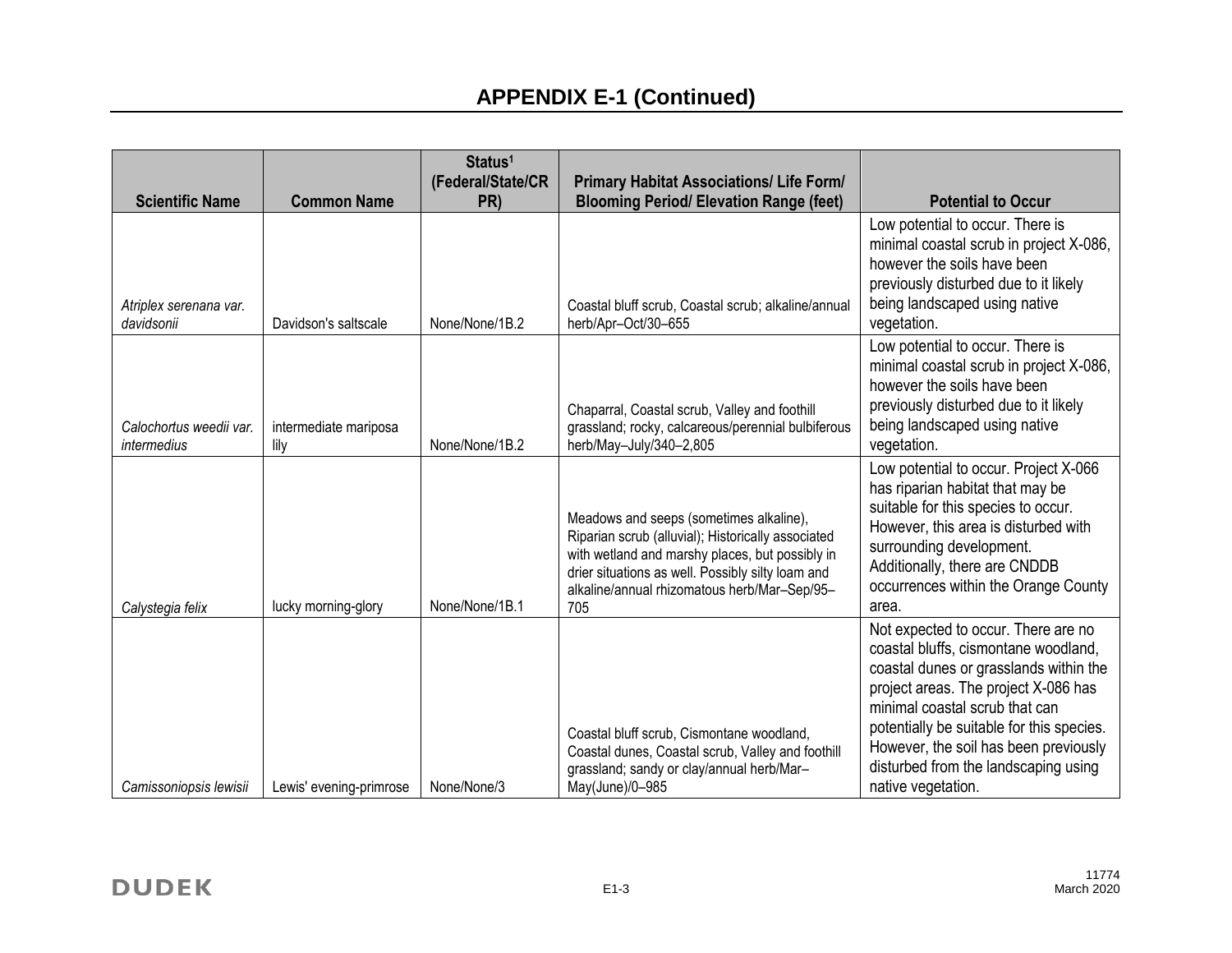# APPENDIX E-1 (Continued)

| Scientific Name | Common Name | Status[1] (Federal/State/CRPR) | Primary Habitat Associations/ Life Form/ Blooming Period/ Elevation Range (feet) | Potential to Occur |
|---|---|---|---|---|
| *Atriplex serenana var. davidsonii* | Davidson's saltscale | None/None/1B.2 | Coastal bluff scrub, Coastal scrub; alkaline/annual herb/Apr–Oct/30–655 | Low potential to occur. There is minimal coastal scrub in project X-086, however the soils have been previously disturbed due to it likely being landscaped using native vegetation. |
| *Calochortus weedii var. intermedius* | intermediate mariposa lily | None/None/1B.2 | Chaparral, Coastal scrub, Valley and foothill grassland; rocky, calcareous/perennial bulbiferous herb/May–July/340–2,805 | Low potential to occur. There is minimal coastal scrub in project X-086, however the soils have been previously disturbed due to it likely being landscaped using native vegetation. |
| *Calystegia felix* | lucky morning-glory | None/None/1B.1 | Meadows and seeps (sometimes alkaline), Riparian scrub (alluvial); Historically associated with wetland and marshy places, but possibly in drier situations as well. Possibly silty loam and alkaline/annual rhizomatous herb/Mar–Sep/95–705 | Low potential to occur. Project X-066 has riparian habitat that may be suitable for this species to occur. However, this area is disturbed with surrounding development. Additionally, there are CNDDB occurrences within the Orange County area. |
| *Camissoniopsis lewisii* | Lewis' evening-primrose | None/None/3 | Coastal bluff scrub, Cismontane woodland, Coastal dunes, Coastal scrub, Valley and foothill grassland; sandy or clay/annual herb/Mar–May(June)/0–985 | Not expected to occur. There are no coastal bluffs, cismontane woodland, coastal dunes or grasslands within the project areas. The project X-086 has minimal coastal scrub that can potentially be suitable for this species. However, the soil has been previously disturbed from the landscaping using native vegetation. |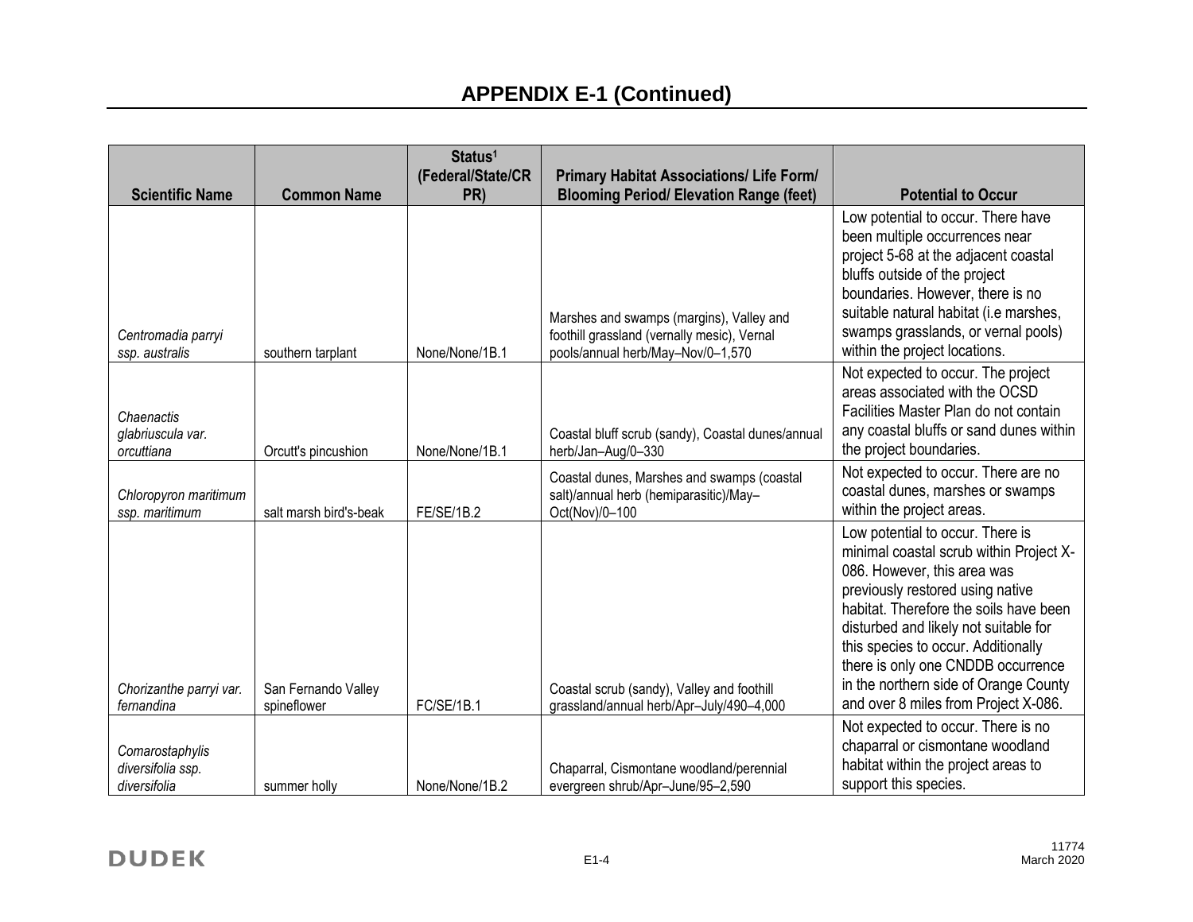## APPENDIX E-1 (Continued)

| Scientific Name | Common Name | Status[1] (Federal/State/CRPR) | Primary Habitat Associations/ Life Form/ Blooming Period/ Elevation Range (feet) | Potential to Occur |
|---|---|---|---|---|
| *Centromadia parryi ssp. australis* | southern tarplant | None/None/1B.1 | Marshes and swamps (margins), Valley and foothill grassland (vernally mesic), Vernal pools/annual herb/May–Nov/0–1,570 | Low potential to occur. There have been multiple occurrences near project 5-68 at the adjacent coastal bluffs outside of the project boundaries. However, there is no suitable natural habitat (i.e marshes, swamps grasslands, or vernal pools) within the project locations. |
| *Chaenactis glabriuscula var. orcuttiana* | Orcutt's pincushion | None/None/1B.1 | Coastal bluff scrub (sandy), Coastal dunes/annual herb/Jan–Aug/0–330 | Not expected to occur. The project areas associated with the OCSD Facilities Master Plan do not contain any coastal bluffs or sand dunes within the project boundaries. |
| *Chloropyron maritimum ssp. maritimum* | salt marsh bird's-beak | FE/SE/1B.2 | Coastal dunes, Marshes and swamps (coastal salt)/annual herb (hemiparasitic)/May–Oct(Nov)/0–100 | Not expected to occur. There are no coastal dunes, marshes or swamps within the project areas. |
| *Chorizanthe parryi var. fernandina* | San Fernando Valley spineflower | FC/SE/1B.1 | Coastal scrub (sandy), Valley and foothill grassland/annual herb/Apr–July/490–4,000 | Low potential to occur. There is minimal coastal scrub within Project X-086. However, this area was previously restored using native habitat. Therefore the soils have been disturbed and likely not suitable for this species to occur. Additionally there is only one CNDDB occurrence in the northern side of Orange County and over 8 miles from Project X-086. |
| *Comarostaphylis diversifolia ssp. diversifolia* | summer holly | None/None/1B.2 | Chaparral, Cismontane woodland/perennial evergreen shrub/Apr–June/95–2,590 | Not expected to occur. There is no chaparral or cismontane woodland habitat within the project areas to support this species. |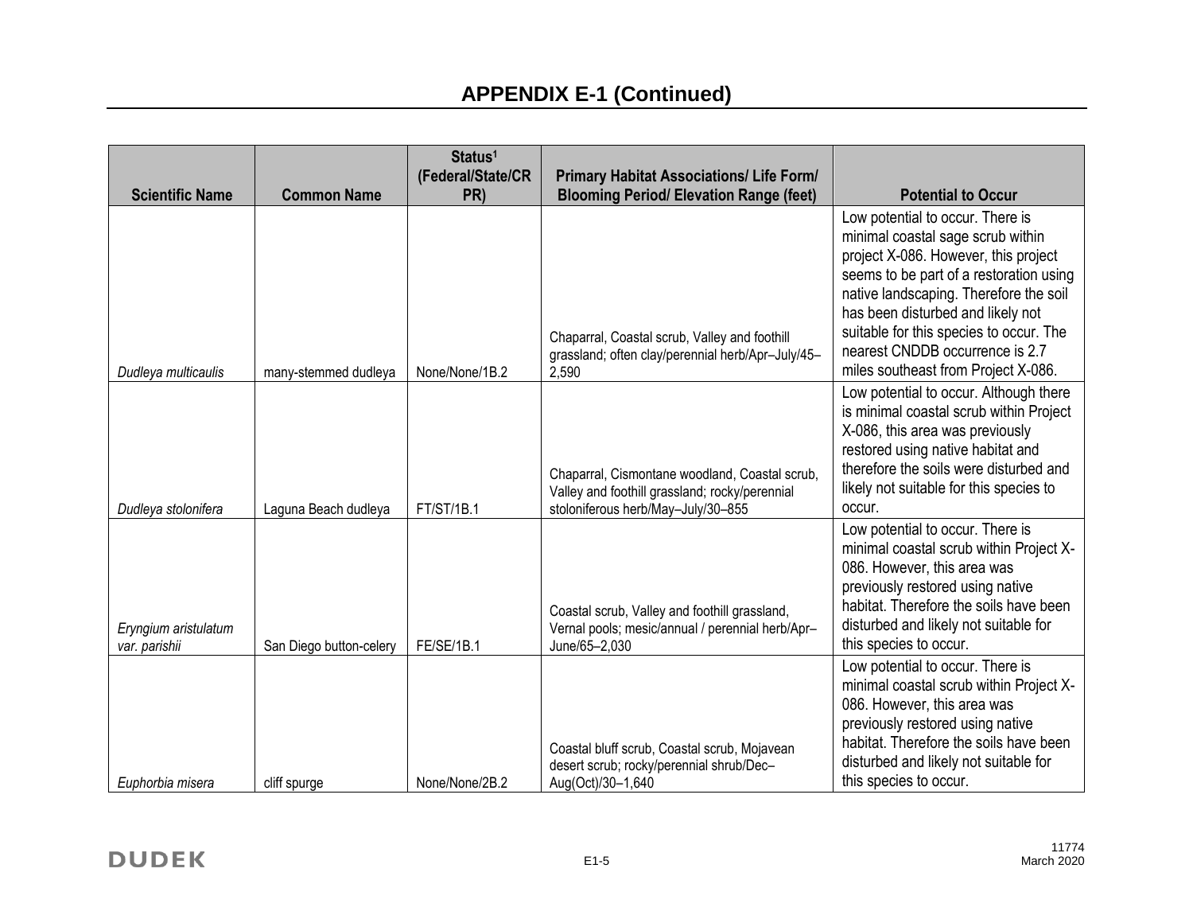## APPENDIX E-1 (Continued)

| Scientific Name | Common Name | Status[1] (Federal/State/CRPR) | Primary Habitat Associations/ Life Form/ Blooming Period/ Elevation Range (feet) | Potential to Occur |
|---|---|---|---|---|
| *Dudleya multicaulis* | many-stemmed dudleya | None/None/1B.2 | Chaparral, Coastal scrub, Valley and foothill grassland; often clay/perennial herb/Apr–July/45–2,590 | Low potential to occur. There is minimal coastal sage scrub within project X-086. However, this project seems to be part of a restoration using native landscaping. Therefore the soil has been disturbed and likely not suitable for this species to occur. The nearest CNDDB occurrence is 2.7 miles southeast from Project X-086. |
| *Dudleya stolonifera* | Laguna Beach dudleya | FT/ST/1B.1 | Chaparral, Cismontane woodland, Coastal scrub, Valley and foothill grassland; rocky/perennial stoloniferous herb/May–July/30–855 | Low potential to occur. Although there is minimal coastal scrub within Project X-086, this area was previously restored using native habitat and therefore the soils were disturbed and likely not suitable for this species to occur. |
| *Eryngium aristulatum var. parishii* | San Diego button-celery | FE/SE/1B.1 | Coastal scrub, Valley and foothill grassland, Vernal pools; mesic/annual / perennial herb/Apr–June/65–2,030 | Low potential to occur. There is minimal coastal scrub within Project X-086. However, this area was previously restored using native habitat. Therefore the soils have been disturbed and likely not suitable for this species to occur. |
| *Euphorbia misera* | cliff spurge | None/None/2B.2 | Coastal bluff scrub, Coastal scrub, Mojavean desert scrub; rocky/perennial shrub/Dec–Aug(Oct)/30–1,640 | Low potential to occur. There is minimal coastal scrub within Project X-086. However, this area was previously restored using native habitat. Therefore the soils have been disturbed and likely not suitable for this species to occur. |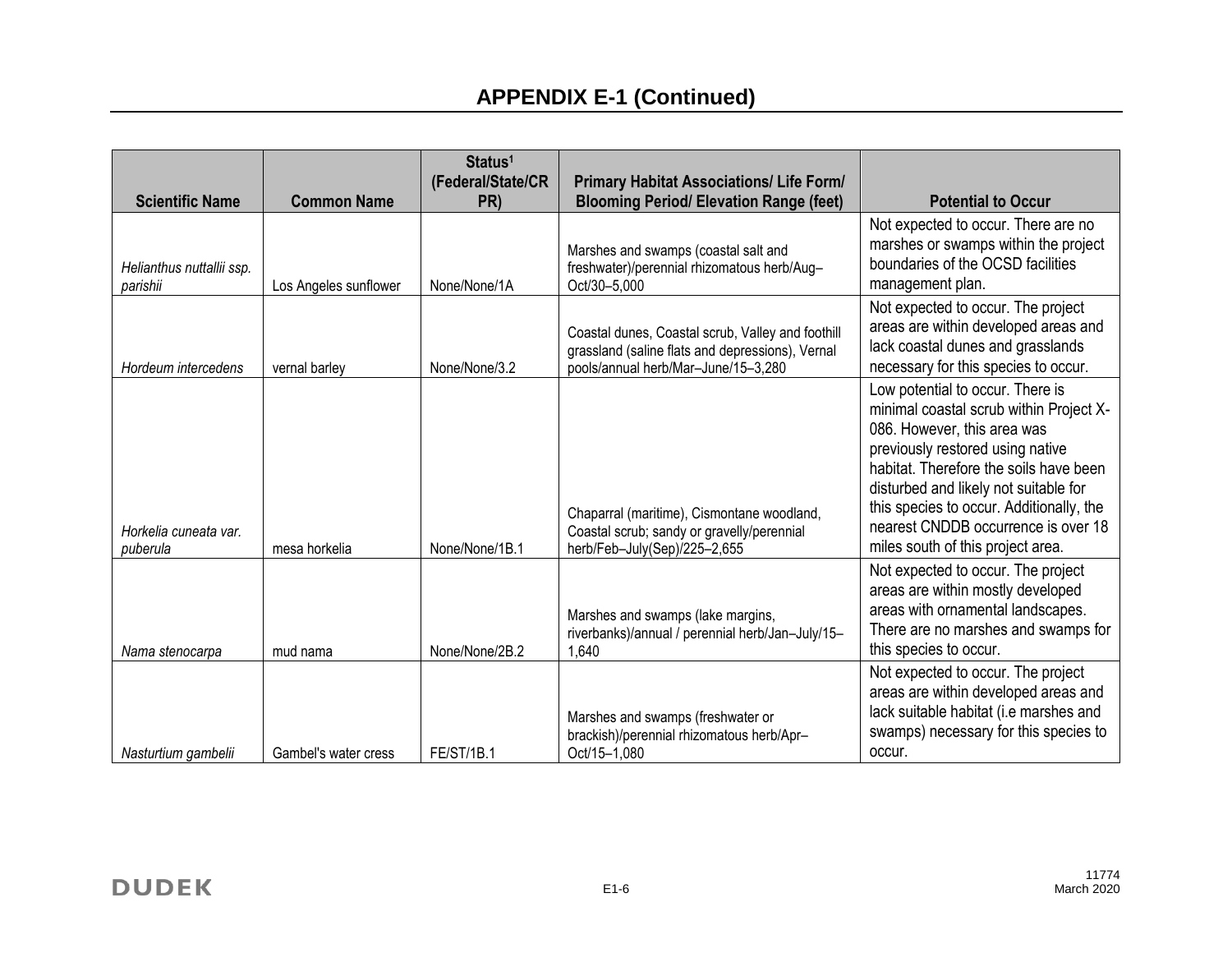# APPENDIX E-1 (Continued)

| Scientific Name | Common Name | Status[1] (Federal/State/CRPR) | Primary Habitat Associations/ Life Form/ Blooming Period/ Elevation Range (feet) | Potential to Occur |
|---|---|---|---|---|
| *Helianthus nuttallii ssp. parishii* | Los Angeles sunflower | None/None/1A | Marshes and swamps (coastal salt and freshwater)/perennial rhizomatous herb/Aug–Oct/30–5,000 | Not expected to occur. There are no marshes or swamps within the project boundaries of the OCSD facilities management plan. |
| *Hordeum intercedens* | vernal barley | None/None/3.2 | Coastal dunes, Coastal scrub, Valley and foothill grassland (saline flats and depressions), Vernal pools/annual herb/Mar–June/15–3,280 | Not expected to occur. The project areas are within developed areas and lack coastal dunes and grasslands necessary for this species to occur. |
| *Horkelia cuneata var. puberula* | mesa horkelia | None/None/1B.1 | Chaparral (maritime), Cismontane woodland, Coastal scrub; sandy or gravelly/perennial herb/Feb–July(Sep)/225–2,655 | Low potential to occur. There is minimal coastal scrub within Project X-086. However, this area was previously restored using native habitat. Therefore the soils have been disturbed and likely not suitable for this species to occur. Additionally, the nearest CNDDB occurrence is over 18 miles south of this project area. |
| *Nama stenocarpa* | mud nama | None/None/2B.2 | Marshes and swamps (lake margins, riverbanks)/annual / perennial herb/Jan–July/15–1,640 | Not expected to occur. The project areas are within mostly developed areas with ornamental landscapes. There are no marshes and swamps for this species to occur. |
| *Nasturtium gambelii* | Gambel's water cress | FE/ST/1B.1 | Marshes and swamps (freshwater or brackish)/perennial rhizomatous herb/Apr–Oct/15–1,080 | Not expected to occur. The project areas are within developed areas and lack suitable habitat (i.e marshes and swamps) necessary for this species to occur. |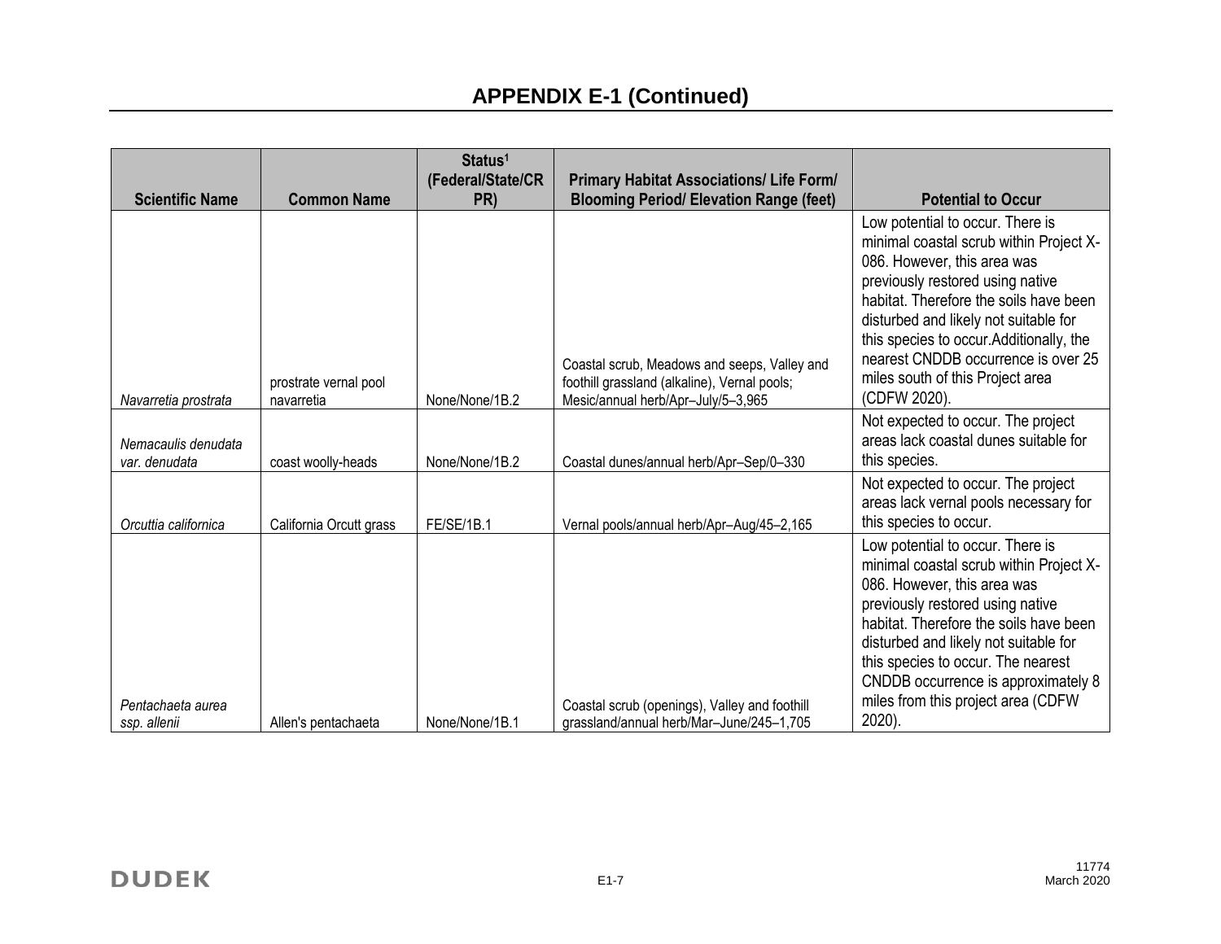## APPENDIX E-1 (Continued)

| Scientific Name | Common Name | Status[1] (Federal/State/CRPR) | Primary Habitat Associations/ Life Form/ Blooming Period/ Elevation Range (feet) | Potential to Occur |
|---|---|---|---|---|
| *Navarretia prostrata* | prostrate vernal pool navarretia | None/None/1B.2 | Coastal scrub, Meadows and seeps, Valley and foothill grassland (alkaline), Vernal pools; Mesic/annual herb/Apr–July/5–3,965 | Low potential to occur. There is minimal coastal scrub within Project X-086. However, this area was previously restored using native habitat. Therefore the soils have been disturbed and likely not suitable for this species to occur.Additionally, the nearest CNDDB occurrence is over 25 miles south of this Project area (CDFW 2020). |
| *Nemacaulis denudata var. denudata* | coast woolly-heads | None/None/1B.2 | Coastal dunes/annual herb/Apr–Sep/0–330 | Not expected to occur. The project areas lack coastal dunes suitable for this species. |
| *Orcuttia californica* | California Orcutt grass | FE/SE/1B.1 | Vernal pools/annual herb/Apr–Aug/45–2,165 | Not expected to occur. The project areas lack vernal pools necessary for this species to occur. |
| *Pentachaeta aurea ssp. allenii* | Allen's pentachaeta | None/None/1B.1 | Coastal scrub (openings), Valley and foothill grassland/annual herb/Mar–June/245–1,705 | Low potential to occur. There is minimal coastal scrub within Project X-086. However, this area was previously restored using native habitat. Therefore the soils have been disturbed and likely not suitable for this species to occur. The nearest CNDDB occurrence is approximately 8 miles from this project area (CDFW 2020). |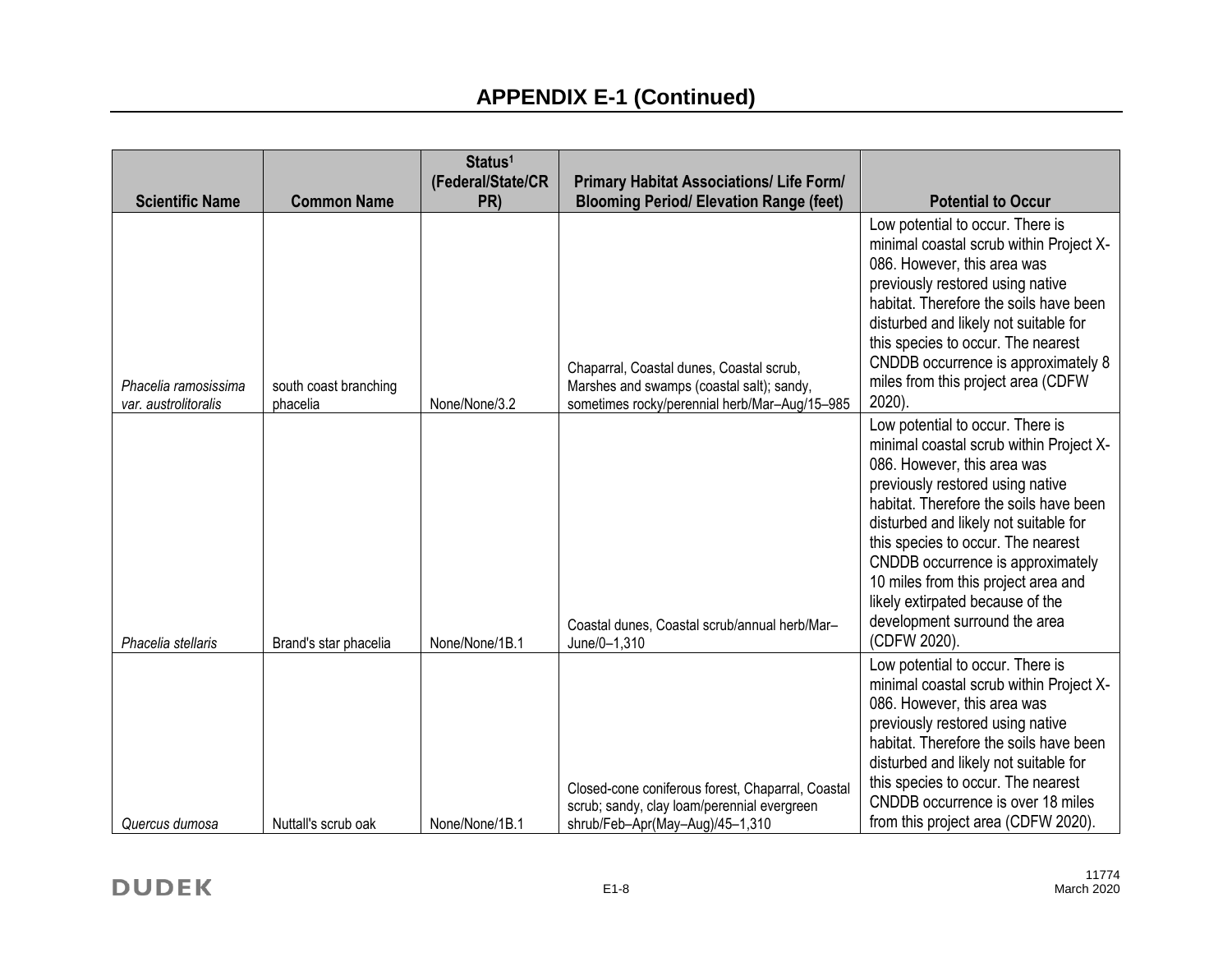## APPENDIX E-1 (Continued)

| Scientific Name | Common Name | Status[1] (Federal/State/CRPR) | Primary Habitat Associations/ Life Form/ Blooming Period/ Elevation Range (feet) | Potential to Occur |
|---|---|---|---|---|
| *Phacelia ramosissima var. austrolitoralis* | south coast branching phacelia | None/None/3.2 | Chaparral, Coastal dunes, Coastal scrub, Marshes and swamps (coastal salt); sandy, sometimes rocky/perennial herb/Mar–Aug/15–985 | Low potential to occur. There is minimal coastal scrub within Project X-086. However, this area was previously restored using native habitat. Therefore the soils have been disturbed and likely not suitable for this species to occur. The nearest CNDDB occurrence is approximately 8 miles from this project area (CDFW 2020). |
| *Phacelia stellaris* | Brand's star phacelia | None/None/1B.1 | Coastal dunes, Coastal scrub/annual herb/Mar–June/0–1,310 | Low potential to occur. There is minimal coastal scrub within Project X-086. However, this area was previously restored using native habitat. Therefore the soils have been disturbed and likely not suitable for this species to occur. The nearest CNDDB occurrence is approximately 10 miles from this project area and likely extirpated because of the development surround the area (CDFW 2020). |
| *Quercus dumosa* | Nuttall's scrub oak | None/None/1B.1 | Closed-cone coniferous forest, Chaparral, Coastal scrub; sandy, clay loam/perennial evergreen shrub/Feb–Apr(May–Aug)/45–1,310 | Low potential to occur. There is minimal coastal scrub within Project X-086. However, this area was previously restored using native habitat. Therefore the soils have been disturbed and likely not suitable for this species to occur. The nearest CNDDB occurrence is over 18 miles from this project area (CDFW 2020). |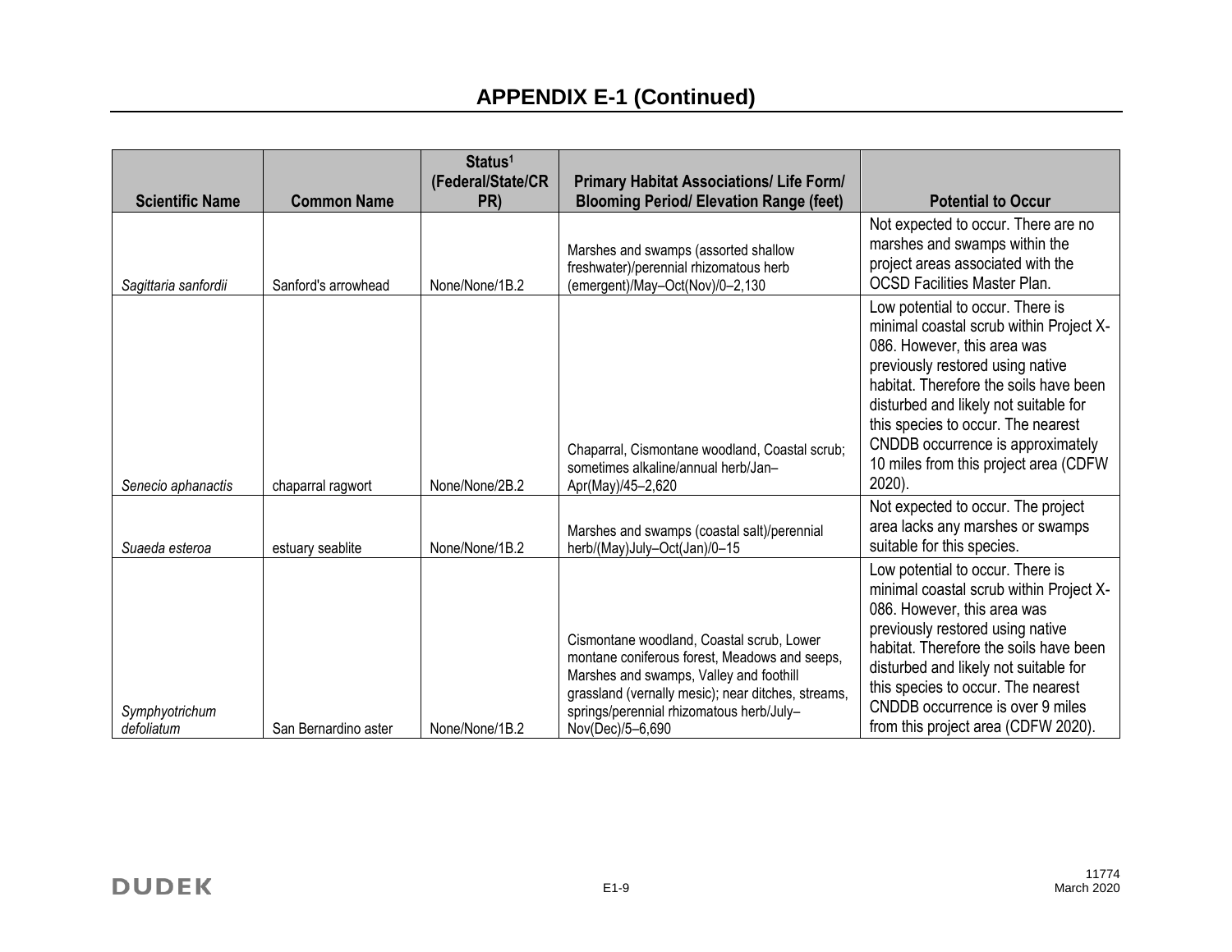## APPENDIX E-1 (Continued)

| Scientific Name | Common Name | Status[1] (Federal/State/CRPR) | Primary Habitat Associations/ Life Form/ Blooming Period/ Elevation Range (feet) | Potential to Occur |
|---|---|---|---|---|
| *Sagittaria sanfordii* | Sanford's arrowhead | None/None/1B.2 | Marshes and swamps (assorted shallow freshwater)/perennial rhizomatous herb (emergent)/May–Oct(Nov)/0–2,130 | Not expected to occur. There are no marshes and swamps within the project areas associated with the OCSD Facilities Master Plan. |
| *Senecio aphanactis* | chaparral ragwort | None/None/2B.2 | Chaparral, Cismontane woodland, Coastal scrub; sometimes alkaline/annual herb/Jan–Apr(May)/45–2,620 | Low potential to occur. There is minimal coastal scrub within Project X-086. However, this area was previously restored using native habitat. Therefore the soils have been disturbed and likely not suitable for this species to occur. The nearest CNDDB occurrence is approximately 10 miles from this project area (CDFW 2020). |
| *Suaeda esteroa* | estuary seablite | None/None/1B.2 | Marshes and swamps (coastal salt)/perennial herb/(May)July–Oct(Jan)/0–15 | Not expected to occur. The project area lacks any marshes or swamps suitable for this species. |
| *Symphyotrichum defoliatum* | San Bernardino aster | None/None/1B.2 | Cismontane woodland, Coastal scrub, Lower montane coniferous forest, Meadows and seeps, Marshes and swamps, Valley and foothill grassland (vernally mesic); near ditches, streams, springs/perennial rhizomatous herb/July–Nov(Dec)/5–6,690 | Low potential to occur. There is minimal coastal scrub within Project X-086. However, this area was previously restored using native habitat. Therefore the soils have been disturbed and likely not suitable for this species to occur. The nearest CNDDB occurrence is over 9 miles from this project area (CDFW 2020). |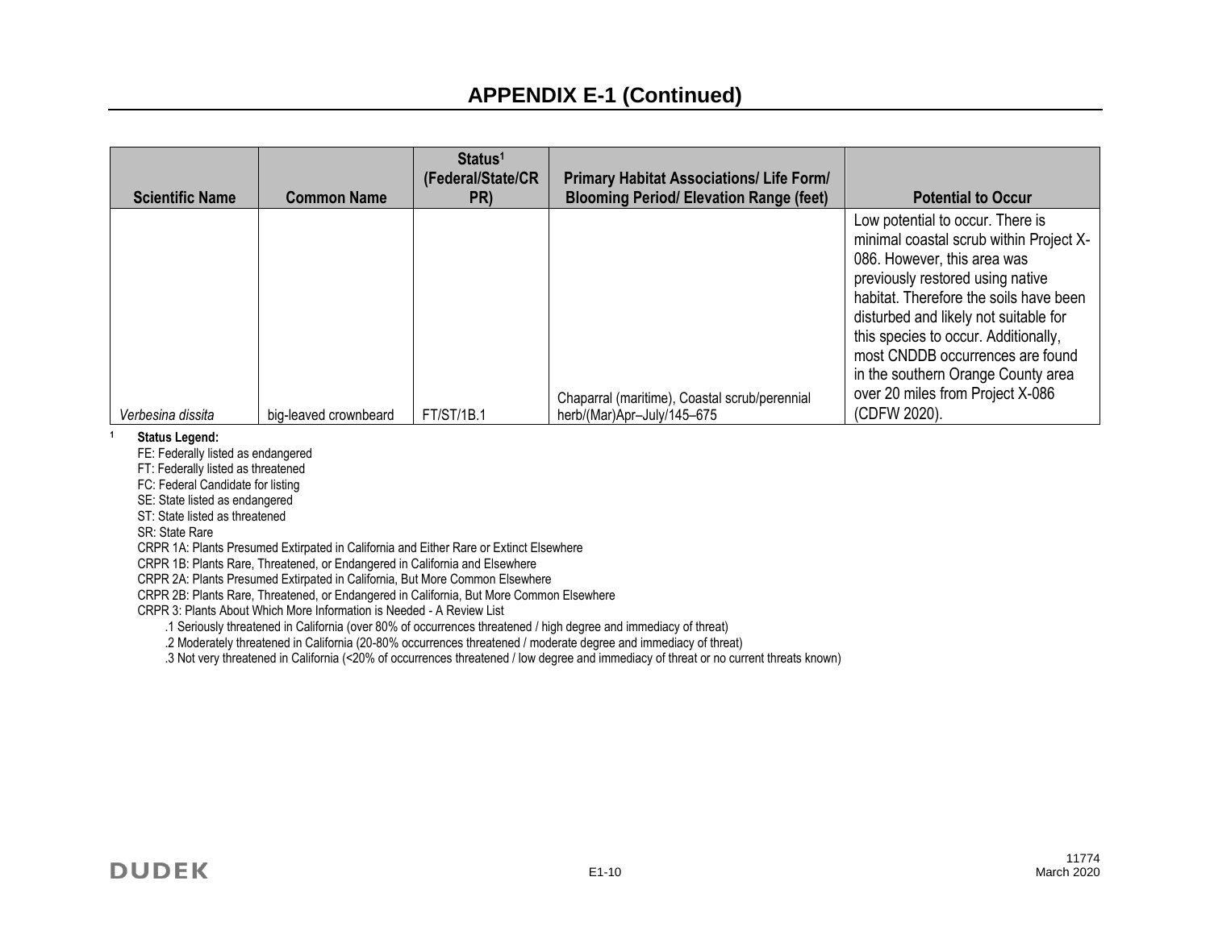# APPENDIX E-1 (Continued)

| Scientific Name | Common Name | Status[1] (Federal/State/CRPR) | Primary Habitat Associations/ Life Form/ Blooming Period/ Elevation Range (feet) | Potential to Occur |
|---|---|---|---|---|
| *Verbesina dissita* | big-leaved crownbeard | FT/ST/1B.1 | Chaparral (maritime), Coastal scrub/perennial herb/(Mar)Apr–July/145–675 | Low potential to occur. There is minimal coastal scrub within Project X-086. However, this area was previously restored using native habitat. Therefore the soils have been disturbed and likely not suitable for this species to occur. Additionally, most CNDDB occurrences are found in the southern Orange County area over 20 miles from Project X-086 (CDFW 2020). |

[1] **Status Legend:**

FE: Federally listed as endangered
FT: Federally listed as threatened
FC: Federal Candidate for listing
SE: State listed as endangered
ST: State listed as threatened
SR: State Rare
CRPR 1A: Plants Presumed Extirpated in California and Either Rare or Extinct Elsewhere
CRPR 1B: Plants Rare, Threatened, or Endangered in California and Elsewhere
CRPR 2A: Plants Presumed Extirpated in California, But More Common Elsewhere
CRPR 2B: Plants Rare, Threatened, or Endangered in California, But More Common Elsewhere
CRPR 3: Plants About Which More Information is Needed - A Review List

- .1 Seriously threatened in California (over 80% of occurrences threatened / high degree and immediacy of threat)
- .2 Moderately threatened in California (20-80% occurrences threatened / moderate degree and immediacy of threat)
- .3 Not very threatened in California (<20% of occurrences threatened / low degree and immediacy of threat or no current threats known)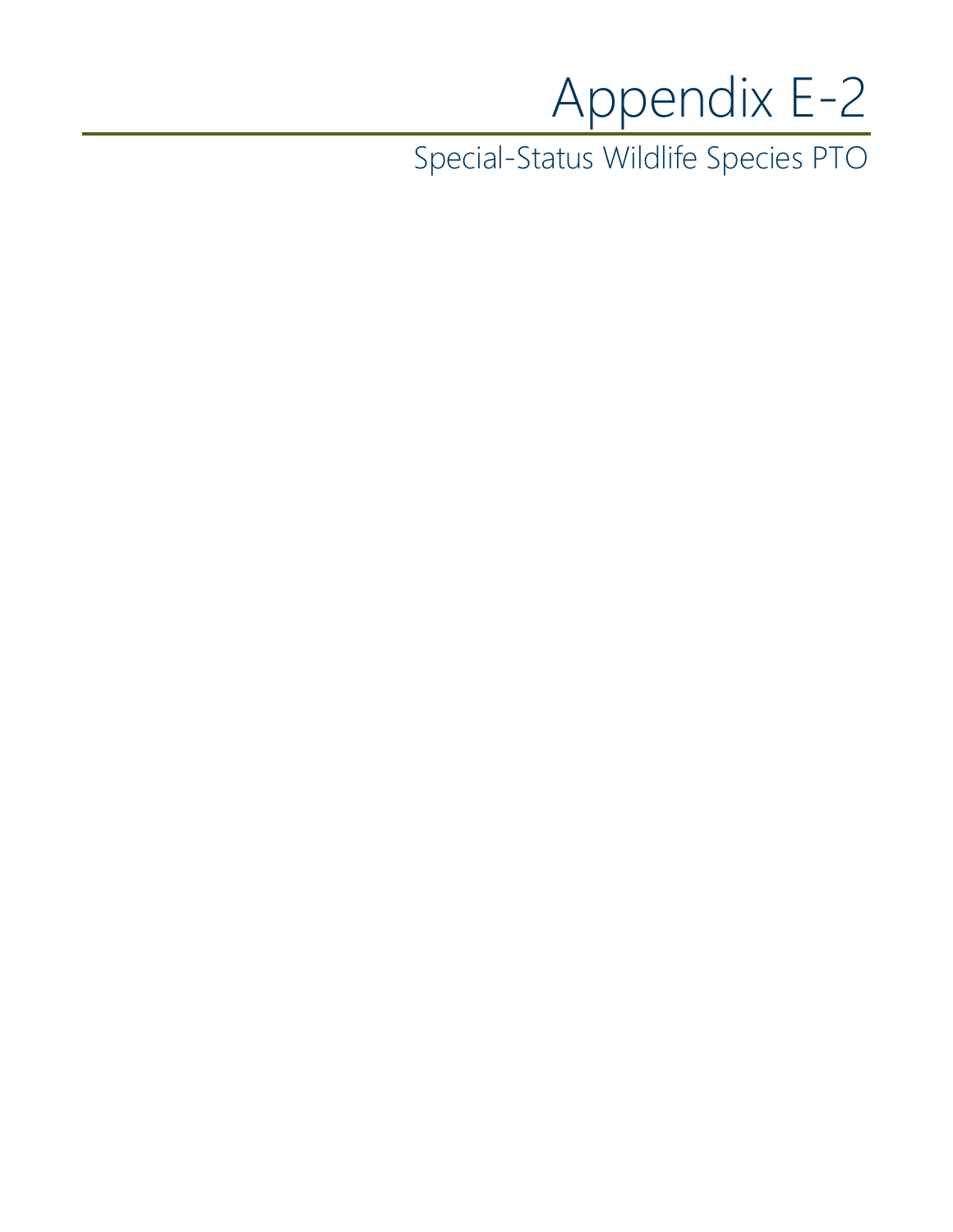# Appendix E-2

## Special-Status Wildlife Species PTO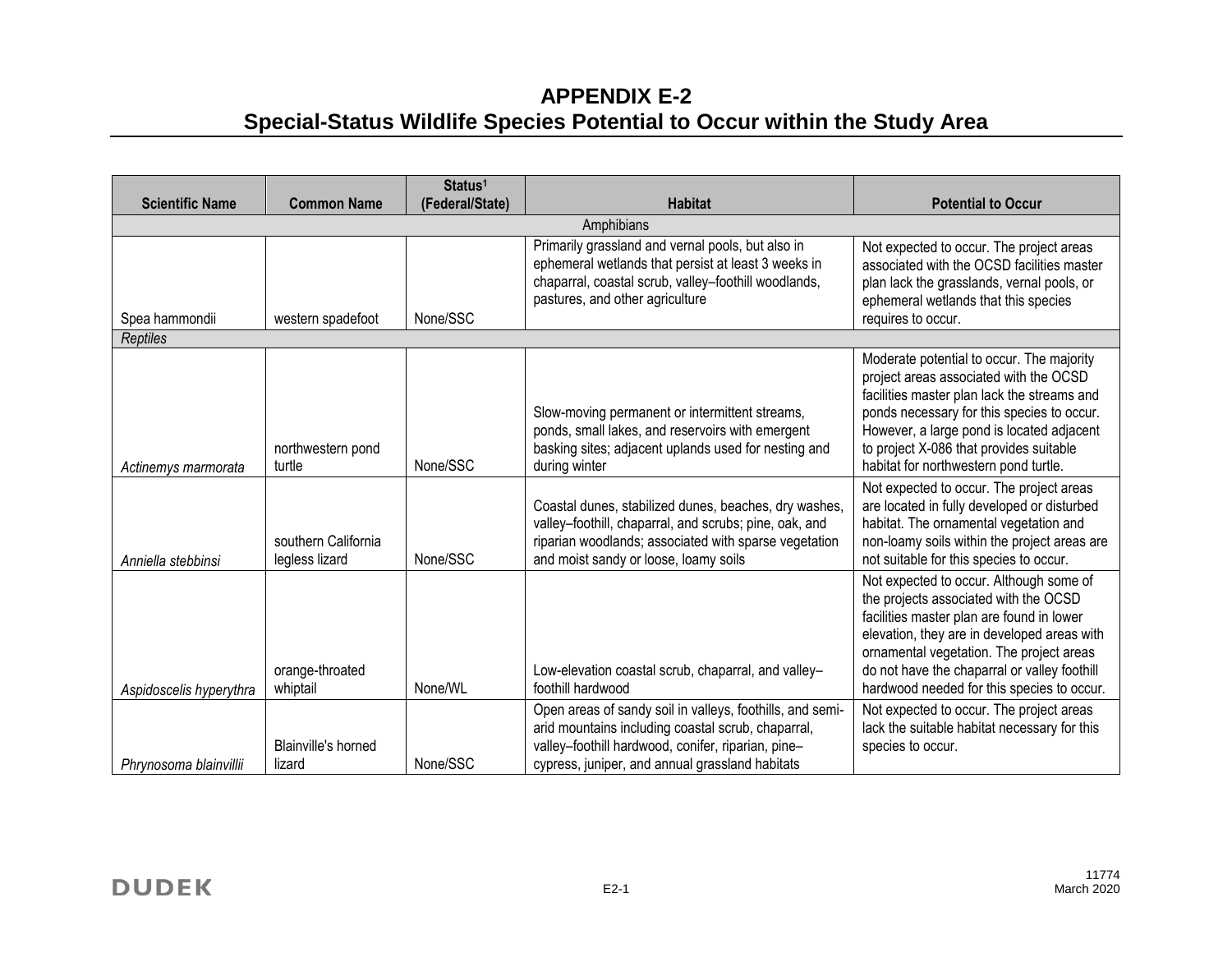# APPENDIX E-2
# Special-Status Wildlife Species Potential to Occur within the Study Area

| Scientific Name | Common Name | Status[1] (Federal/State) | Habitat | Potential to Occur |
|---|---|---|---|---|
| Amphibians | | | | |
| Spea hammondii | western spadefoot | None/SSC | Primarily grassland and vernal pools, but also in ephemeral wetlands that persist at least 3 weeks in chaparral, coastal scrub, valley–foothill woodlands, pastures, and other agriculture | Not expected to occur. The project areas associated with the OCSD facilities master plan lack the grasslands, vernal pools, or ephemeral wetlands that this species requires to occur. |
| *Reptiles* | | | | |
| *Actinemys marmorata* | northwestern pond turtle | None/SSC | Slow-moving permanent or intermittent streams, ponds, small lakes, and reservoirs with emergent basking sites; adjacent uplands used for nesting and during winter | Moderate potential to occur. The majority project areas associated with the OCSD facilities master plan lack the streams and ponds necessary for this species to occur. However, a large pond is located adjacent to project X-086 that provides suitable habitat for northwestern pond turtle. |
| *Anniella stebbinsi* | southern California legless lizard | None/SSC | Coastal dunes, stabilized dunes, beaches, dry washes, valley–foothill, chaparral, and scrubs; pine, oak, and riparian woodlands; associated with sparse vegetation and moist sandy or loose, loamy soils | Not expected to occur. The project areas are located in fully developed or disturbed habitat. The ornamental vegetation and non-loamy soils within the project areas are not suitable for this species to occur. |
| *Aspidoscelis hyperythra* | orange-throated whiptail | None/WL | Low-elevation coastal scrub, chaparral, and valley–foothill hardwood | Not expected to occur. Although some of the projects associated with the OCSD facilities master plan are found in lower elevation, they are in developed areas with ornamental vegetation. The project areas do not have the chaparral or valley foothill hardwood needed for this species to occur. |
| *Phrynosoma blainvillii* | Blainville's horned lizard | None/SSC | Open areas of sandy soil in valleys, foothills, and semi-arid mountains including coastal scrub, chaparral, valley–foothill hardwood, conifer, riparian, pine–cypress, juniper, and annual grassland habitats | Not expected to occur. The project areas lack the suitable habitat necessary for this species to occur. |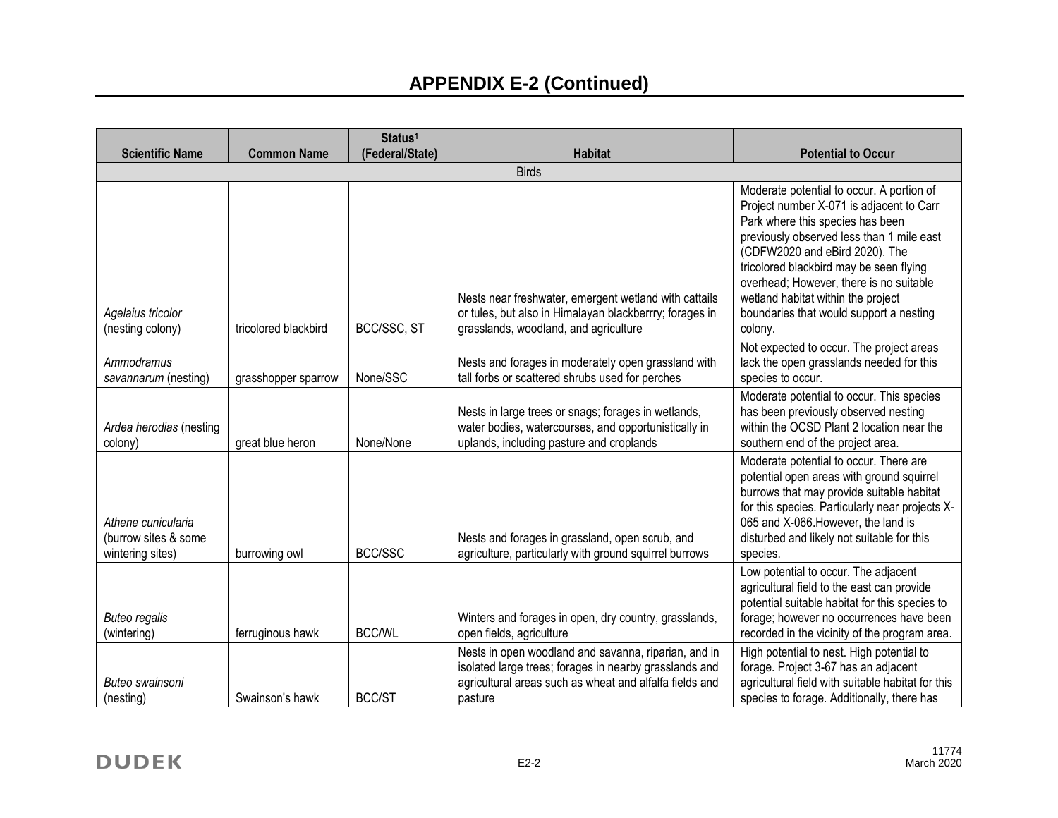# APPENDIX E-2 (Continued)

| Scientific Name | Common Name | Status[1] (Federal/State) | Habitat | Potential to Occur |
|---|---|---|---|---|
| Birds | | | | |
| *Agelaius tricolor* (nesting colony) | tricolored blackbird | BCC/SSC, ST | Nests near freshwater, emergent wetland with cattails or tules, but also in Himalayan blackberrry; forages in grasslands, woodland, and agriculture | Moderate potential to occur. A portion of Project number X-071 is adjacent to Carr Park where this species has been previously observed less than 1 mile east (CDFW2020 and eBird 2020). The tricolored blackbird may be seen flying overhead; However, there is no suitable wetland habitat within the project boundaries that would support a nesting colony. |
| *Ammodramus savannarum* (nesting) | grasshopper sparrow | None/SSC | Nests and forages in moderately open grassland with tall forbs or scattered shrubs used for perches | Not expected to occur. The project areas lack the open grasslands needed for this species to occur. |
| *Ardea herodias* (nesting colony) | great blue heron | None/None | Nests in large trees or snags; forages in wetlands, water bodies, watercourses, and opportunistically in uplands, including pasture and croplands | Moderate potential to occur. This species has been previously observed nesting within the OCSD Plant 2 location near the southern end of the project area. |
| *Athene cunicularia* (burrow sites & some wintering sites) | burrowing owl | BCC/SSC | Nests and forages in grassland, open scrub, and agriculture, particularly with ground squirrel burrows | Moderate potential to occur. There are potential open areas with ground squirrel burrows that may provide suitable habitat for this species. Particularly near projects X-065 and X-066.However, the land is disturbed and likely not suitable for this species. |
| *Buteo regalis* (wintering) | ferruginous hawk | BCC/WL | Winters and forages in open, dry country, grasslands, open fields, agriculture | Low potential to occur. The adjacent agricultural field to the east can provide potential suitable habitat for this species to forage; however no occurrences have been recorded in the vicinity of the program area. |
| *Buteo swainsoni* (nesting) | Swainson's hawk | BCC/ST | Nests in open woodland and savanna, riparian, and in isolated large trees; forages in nearby grasslands and agricultural areas such as wheat and alfalfa fields and pasture | High potential to nest. High potential to forage. Project 3-67 has an adjacent agricultural field with suitable habitat for this species to forage. Additionally, there has |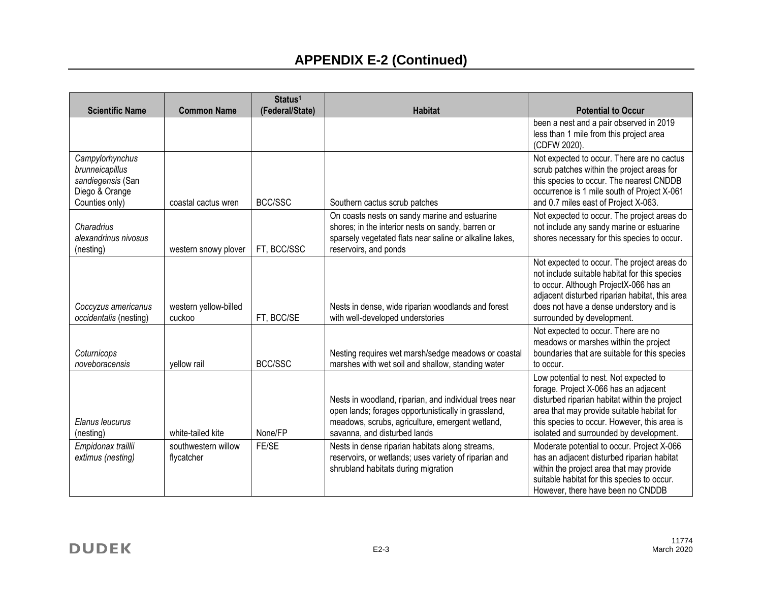## APPENDIX E-2 (Continued)

| Scientific Name | Common Name | Status[1] (Federal/State) | Habitat | Potential to Occur |
|---|---|---|---|---|
| | | | | been a nest and a pair observed in 2019 less than 1 mile from this project area (CDFW 2020). |
| *Campylorhynchus brunneicapillus sandiegensis* (San Diego & Orange Counties only) | coastal cactus wren | BCC/SSC | Southern cactus scrub patches | Not expected to occur. There are no cactus scrub patches within the project areas for this species to occur. The nearest CNDDB occurrence is 1 mile south of Project X-061 and 0.7 miles east of Project X-063. |
| *Charadrius alexandrinus nivosus* (nesting) | western snowy plover | FT, BCC/SSC | On coasts nests on sandy marine and estuarine shores; in the interior nests on sandy, barren or sparsely vegetated flats near saline or alkaline lakes, reservoirs, and ponds | Not expected to occur. The project areas do not include any sandy marine or estuarine shores necessary for this species to occur. |
| *Coccyzus americanus occidentalis* (nesting) | western yellow-billed cuckoo | FT, BCC/SE | Nests in dense, wide riparian woodlands and forest with well-developed understories | Not expected to occur. The project areas do not include suitable habitat for this species to occur. Although ProjectX-066 has an adjacent disturbed riparian habitat, this area does not have a dense understory and is surrounded by development. |
| *Coturnicops noveboracensis* | yellow rail | BCC/SSC | Nesting requires wet marsh/sedge meadows or coastal marshes with wet soil and shallow, standing water | Not expected to occur. There are no meadows or marshes within the project boundaries that are suitable for this species to occur. |
| *Elanus leucurus* (nesting) | white-tailed kite | None/FP | Nests in woodland, riparian, and individual trees near open lands; forages opportunistically in grassland, meadows, scrubs, agriculture, emergent wetland, savanna, and disturbed lands | Low potential to nest. Not expected to forage. Project X-066 has an adjacent disturbed riparian habitat within the project area that may provide suitable habitat for this species to occur. However, this area is isolated and surrounded by development. |
| *Empidonax traillii extimus (nesting)* | southwestern willow flycatcher | FE/SE | Nests in dense riparian habitats along streams, reservoirs, or wetlands; uses variety of riparian and shrubland habitats during migration | Moderate potential to occur. Project X-066 has an adjacent disturbed riparian habitat within the project area that may provide suitable habitat for this species to occur. However, there have been no CNDDB |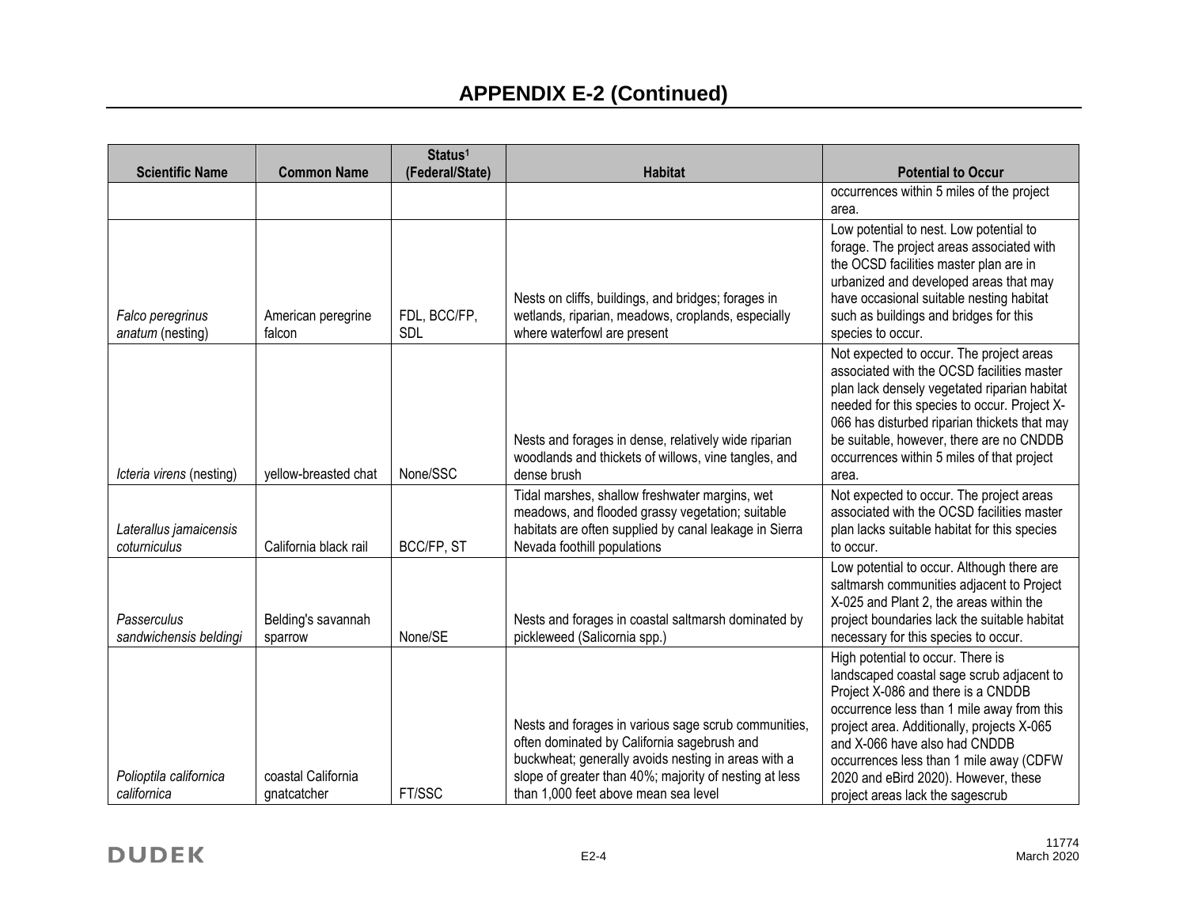## APPENDIX E-2 (Continued)

| Scientific Name | Common Name | Status[1] (Federal/State) | Habitat | Potential to Occur |
|---|---|---|---|---|
| | | | | occurrences within 5 miles of the project area. |
| *Falco peregrinus anatum* (nesting) | American peregrine falcon | FDL, BCC/FP, SDL | Nests on cliffs, buildings, and bridges; forages in wetlands, riparian, meadows, croplands, especially where waterfowl are present | Low potential to nest. Low potential to forage. The project areas associated with the OCSD facilities master plan are in urbanized and developed areas that may have occasional suitable nesting habitat such as buildings and bridges for this species to occur. |
| *Icteria virens* (nesting) | yellow-breasted chat | None/SSC | Nests and forages in dense, relatively wide riparian woodlands and thickets of willows, vine tangles, and dense brush | Not expected to occur. The project areas associated with the OCSD facilities master plan lack densely vegetated riparian habitat needed for this species to occur. Project X-066 has disturbed riparian thickets that may be suitable, however, there are no CNDDB occurrences within 5 miles of that project area. |
| *Laterallus jamaicensis coturniculus* | California black rail | BCC/FP, ST | Tidal marshes, shallow freshwater margins, wet meadows, and flooded grassy vegetation; suitable habitats are often supplied by canal leakage in Sierra Nevada foothill populations | Not expected to occur. The project areas associated with the OCSD facilities master plan lacks suitable habitat for this species to occur. |
| *Passerculus sandwichensis beldingi* | Belding's savannah sparrow | None/SE | Nests and forages in coastal saltmarsh dominated by pickleweed (Salicornia spp.) | Low potential to occur. Although there are saltmarsh communities adjacent to Project X-025 and Plant 2, the areas within the project boundaries lack the suitable habitat necessary for this species to occur. |
| *Polioptila californica californica* | coastal California gnatcatcher | FT/SSC | Nests and forages in various sage scrub communities, often dominated by California sagebrush and buckwheat; generally avoids nesting in areas with a slope of greater than 40%; majority of nesting at less than 1,000 feet above mean sea level | High potential to occur. There is landscaped coastal sage scrub adjacent to Project X-086 and there is a CNDDB occurrence less than 1 mile away from this project area. Additionally, projects X-065 and X-066 have also had CNDDB occurrences less than 1 mile away (CDFW 2020 and eBird 2020). However, these project areas lack the sagescrub |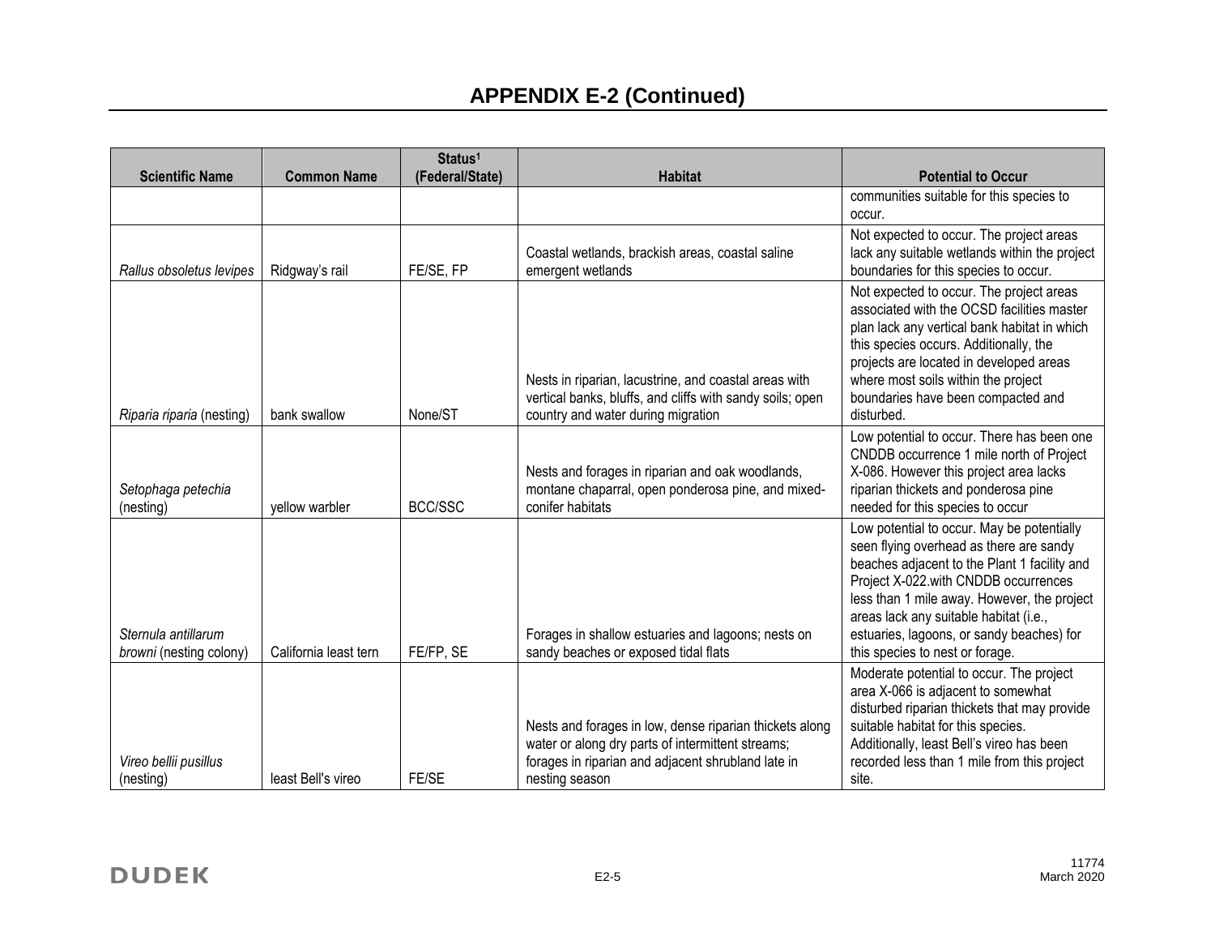# APPENDIX E-2 (Continued)

| Scientific Name | Common Name | Status[1] (Federal/State) | Habitat | Potential to Occur |
|---|---|---|---|---|
| | | | | communities suitable for this species to occur. |
| *Rallus obsoletus levipes* | Ridgway's rail | FE/SE, FP | Coastal wetlands, brackish areas, coastal saline emergent wetlands | Not expected to occur. The project areas lack any suitable wetlands within the project boundaries for this species to occur. |
| *Riparia riparia* (nesting) | bank swallow | None/ST | Nests in riparian, lacustrine, and coastal areas with vertical banks, bluffs, and cliffs with sandy soils; open country and water during migration | Not expected to occur. The project areas associated with the OCSD facilities master plan lack any vertical bank habitat in which this species occurs. Additionally, the projects are located in developed areas where most soils within the project boundaries have been compacted and disturbed. |
| *Setophaga petechia* (nesting) | yellow warbler | BCC/SSC | Nests and forages in riparian and oak woodlands, montane chaparral, open ponderosa pine, and mixed-conifer habitats | Low potential to occur. There has been one CNDDB occurrence 1 mile north of Project X-086. However this project area lacks riparian thickets and ponderosa pine needed for this species to occur |
| *Sternula antillarum browni* (nesting colony) | California least tern | FE/FP, SE | Forages in shallow estuaries and lagoons; nests on sandy beaches or exposed tidal flats | Low potential to occur. May be potentially seen flying overhead as there are sandy beaches adjacent to the Plant 1 facility and Project X-022.with CNDDB occurrences less than 1 mile away. However, the project areas lack any suitable habitat (i.e., estuaries, lagoons, or sandy beaches) for this species to nest or forage. |
| *Vireo bellii pusillus* (nesting) | least Bell's vireo | FE/SE | Nests and forages in low, dense riparian thickets along water or along dry parts of intermittent streams; forages in riparian and adjacent shrubland late in nesting season | Moderate potential to occur. The project area X-066 is adjacent to somewhat disturbed riparian thickets that may provide suitable habitat for this species. Additionally, least Bell's vireo has been recorded less than 1 mile from this project site. |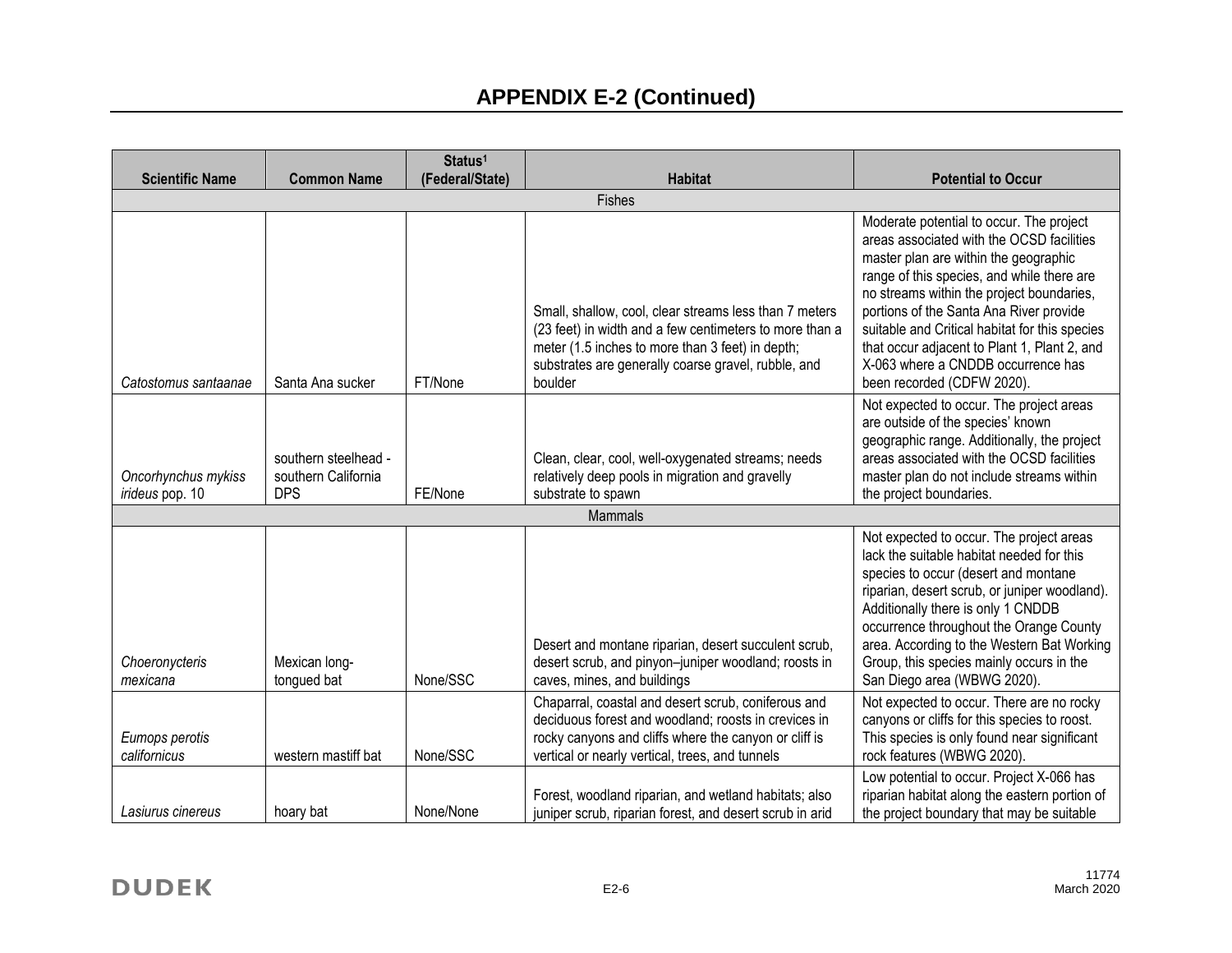# APPENDIX E-2 (Continued)

| Scientific Name | Common Name | Status[1] (Federal/State) | Habitat | Potential to Occur |
|---|---|---|---|---|
| | | Fishes | | |
| *Catostomus santaanae* | Santa Ana sucker | FT/None | Small, shallow, cool, clear streams less than 7 meters (23 feet) in width and a few centimeters to more than a meter (1.5 inches to more than 3 feet) in depth; substrates are generally coarse gravel, rubble, and boulder | Moderate potential to occur. The project areas associated with the OCSD facilities master plan are within the geographic range of this species, and while there are no streams within the project boundaries, portions of the Santa Ana River provide suitable and Critical habitat for this species that occur adjacent to Plant 1, Plant 2, and X-063 where a CNDDB occurrence has been recorded (CDFW 2020). |
| *Oncorhynchus mykiss irideus* pop. 10 | southern steelhead - southern California DPS | FE/None | Clean, clear, cool, well-oxygenated streams; needs relatively deep pools in migration and gravelly substrate to spawn | Not expected to occur. The project areas are outside of the species' known geographic range. Additionally, the project areas associated with the OCSD facilities master plan do not include streams within the project boundaries. |
| | | Mammals | | |
| *Choeronycteris mexicana* | Mexican long-tongued bat | None/SSC | Desert and montane riparian, desert succulent scrub, desert scrub, and pinyon–juniper woodland; roosts in caves, mines, and buildings | Not expected to occur. The project areas lack the suitable habitat needed for this species to occur (desert and montane riparian, desert scrub, or juniper woodland). Additionally there is only 1 CNDDB occurrence throughout the Orange County area. According to the Western Bat Working Group, this species mainly occurs in the San Diego area (WBWG 2020). |
| *Eumops perotis californicus* | western mastiff bat | None/SSC | Chaparral, coastal and desert scrub, coniferous and deciduous forest and woodland; roosts in crevices in rocky canyons and cliffs where the canyon or cliff is vertical or nearly vertical, trees, and tunnels | Not expected to occur. There are no rocky canyons or cliffs for this species to roost. This species is only found near significant rock features (WBWG 2020). |
| *Lasiurus cinereus* | hoary bat | None/None | Forest, woodland riparian, and wetland habitats; also juniper scrub, riparian forest, and desert scrub in arid | Low potential to occur. Project X-066 has riparian habitat along the eastern portion of the project boundary that may be suitable |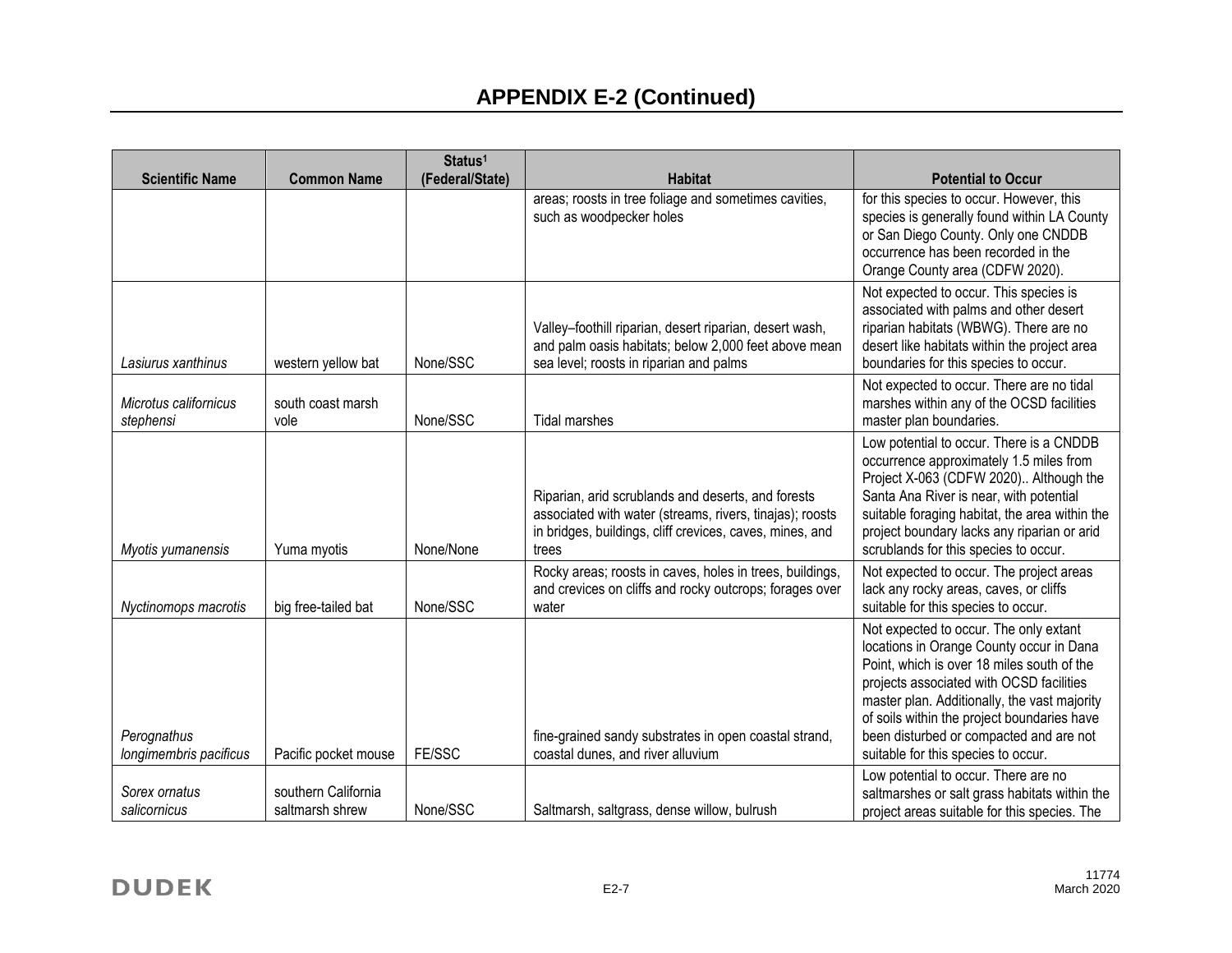## APPENDIX E-2 (Continued)

| Scientific Name | Common Name | Status[1] (Federal/State) | Habitat | Potential to Occur |
|---|---|---|---|---|
| | | | areas; roosts in tree foliage and sometimes cavities, such as woodpecker holes | for this species to occur. However, this species is generally found within LA County or San Diego County. Only one CNDDB occurrence has been recorded in the Orange County area (CDFW 2020). |
| *Lasiurus xanthinus* | western yellow bat | None/SSC | Valley–foothill riparian, desert riparian, desert wash, and palm oasis habitats; below 2,000 feet above mean sea level; roosts in riparian and palms | Not expected to occur. This species is associated with palms and other desert riparian habitats (WBWG). There are no desert like habitats within the project area boundaries for this species to occur. |
| *Microtus californicus stephensi* | south coast marsh vole | None/SSC | Tidal marshes | Not expected to occur. There are no tidal marshes within any of the OCSD facilities master plan boundaries. |
| *Myotis yumanensis* | Yuma myotis | None/None | Riparian, arid scrublands and deserts, and forests associated with water (streams, rivers, tinajas); roosts in bridges, buildings, cliff crevices, caves, mines, and trees | Low potential to occur. There is a CNDDB occurrence approximately 1.5 miles from Project X-063 (CDFW 2020).. Although the Santa Ana River is near, with potential suitable foraging habitat, the area within the project boundary lacks any riparian or arid scrublands for this species to occur. |
| *Nyctinomops macrotis* | big free-tailed bat | None/SSC | Rocky areas; roosts in caves, holes in trees, buildings, and crevices on cliffs and rocky outcrops; forages over water | Not expected to occur. The project areas lack any rocky areas, caves, or cliffs suitable for this species to occur. |
| *Perognathus longimembris pacificus* | Pacific pocket mouse | FE/SSC | fine-grained sandy substrates in open coastal strand, coastal dunes, and river alluvium | Not expected to occur. The only extant locations in Orange County occur in Dana Point, which is over 18 miles south of the projects associated with OCSD facilities master plan. Additionally, the vast majority of soils within the project boundaries have been disturbed or compacted and are not suitable for this species to occur. |
| *Sorex ornatus salicornicus* | southern California saltmarsh shrew | None/SSC | Saltmarsh, saltgrass, dense willow, bulrush | Low potential to occur. There are no saltmarshes or salt grass habitats within the project areas suitable for this species. The |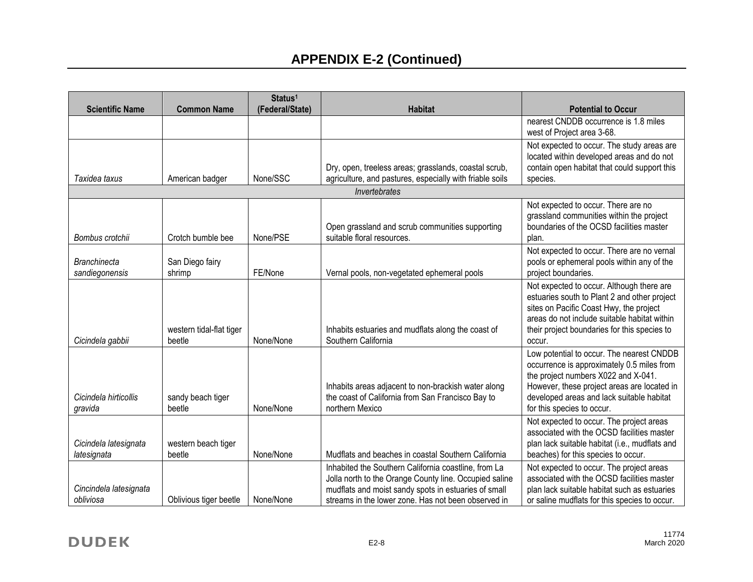# APPENDIX E-2 (Continued)

| Scientific Name | Common Name | Status[1] (Federal/State) | Habitat | Potential to Occur |
|---|---|---|---|---|
| | | | | nearest CNDDB occurrence is 1.8 miles west of Project area 3-68. |
| *Taxidea taxus* | American badger | None/SSC | Dry, open, treeless areas; grasslands, coastal scrub, agriculture, and pastures, especially with friable soils | Not expected to occur. The study areas are located within developed areas and do not contain open habitat that could support this species. |
| | | | *Invertebrates* | |
| *Bombus crotchii* | Crotch bumble bee | None/PSE | Open grassland and scrub communities supporting suitable floral resources. | Not expected to occur. There are no grassland communities within the project boundaries of the OCSD facilities master plan. |
| *Branchinecta sandiegonensis* | San Diego fairy shrimp | FE/None | Vernal pools, non-vegetated ephemeral pools | Not expected to occur. There are no vernal pools or ephemeral pools within any of the project boundaries. |
| *Cicindela gabbii* | western tidal-flat tiger beetle | None/None | Inhabits estuaries and mudflats along the coast of Southern California | Not expected to occur. Although there are estuaries south to Plant 2 and other project sites on Pacific Coast Hwy, the project areas do not include suitable habitat within their project boundaries for this species to occur. |
| *Cicindela hirticollis gravida* | sandy beach tiger beetle | None/None | Inhabits areas adjacent to non-brackish water along the coast of California from San Francisco Bay to northern Mexico | Low potential to occur. The nearest CNDDB occurrence is approximately 0.5 miles from the project numbers X022 and X-041. However, these project areas are located in developed areas and lack suitable habitat for this species to occur. |
| *Cicindela latesignata latesignata* | western beach tiger beetle | None/None | Mudflats and beaches in coastal Southern California | Not expected to occur. The project areas associated with the OCSD facilities master plan lack suitable habitat (i.e., mudflats and beaches) for this species to occur. |
| *Cincindela latesignata obliviosa* | Oblivious tiger beetle | None/None | Inhabited the Southern California coastline, from La Jolla north to the Orange County line. Occupied saline mudflats and moist sandy spots in estuaries of small streams in the lower zone. Has not been observed in | Not expected to occur. The project areas associated with the OCSD facilities master plan lack suitable habitat such as estuaries or saline mudflats for this species to occur. |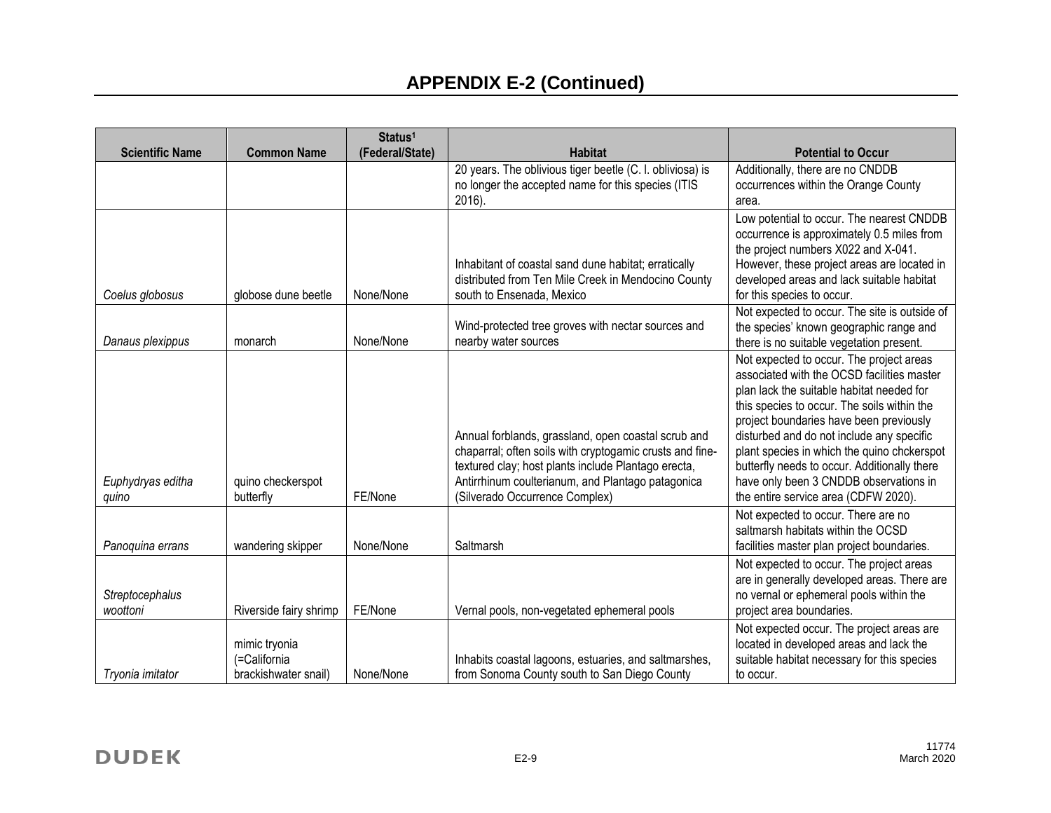# APPENDIX E-2 (Continued)

| Scientific Name | Common Name | Status[1] (Federal/State) | Habitat | Potential to Occur |
|---|---|---|---|---|
| | | | 20 years. The oblivious tiger beetle (C. l. obliviosa) is no longer the accepted name for this species (ITIS 2016). | Additionally, there are no CNDDB occurrences within the Orange County area. |
| *Coelus globosus* | globose dune beetle | None/None | Inhabitant of coastal sand dune habitat; erratically distributed from Ten Mile Creek in Mendocino County south to Ensenada, Mexico | Low potential to occur. The nearest CNDDB occurrence is approximately 0.5 miles from the project numbers X022 and X-041. However, these project areas are located in developed areas and lack suitable habitat for this species to occur. |
| *Danaus plexippus* | monarch | None/None | Wind-protected tree groves with nectar sources and nearby water sources | Not expected to occur. The site is outside of the species' known geographic range and there is no suitable vegetation present. |
| *Euphydryas editha quino* | quino checkerspot butterfly | FE/None | Annual forblands, grassland, open coastal scrub and chaparral; often soils with cryptogamic crusts and fine-textured clay; host plants include Plantago erecta, Antirrhinum coulterianum, and Plantago patagonica (Silverado Occurrence Complex) | Not expected to occur. The project areas associated with the OCSD facilities master plan lack the suitable habitat needed for this species to occur. The soils within the project boundaries have been previously disturbed and do not include any specific plant species in which the quino chckerspot butterfly needs to occur. Additionally there have only been 3 CNDDB observations in the entire service area (CDFW 2020). |
| *Panoquina errans* | wandering skipper | None/None | Saltmarsh | Not expected to occur. There are no saltmarsh habitats within the OCSD facilities master plan project boundaries. |
| *Streptocephalus woottoni* | Riverside fairy shrimp | FE/None | Vernal pools, non-vegetated ephemeral pools | Not expected to occur. The project areas are in generally developed areas. There are no vernal or ephemeral pools within the project area boundaries. |
| *Tryonia imitator* | mimic tryonia (=California brackishwater snail) | None/None | Inhabits coastal lagoons, estuaries, and saltmarshes, from Sonoma County south to San Diego County | Not expected occur. The project areas are located in developed areas and lack the suitable habitat necessary for this species to occur. |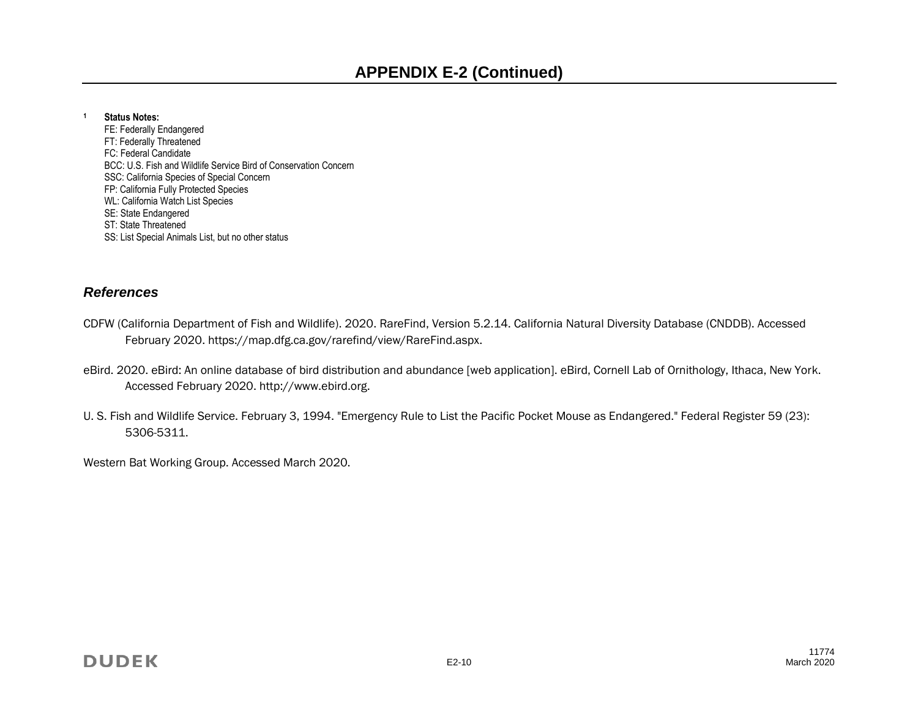# APPENDIX E-2 (Continued)

[1] **Status Notes:**
FE: Federally Endangered
FT: Federally Threatened
FC: Federal Candidate
BCC: U.S. Fish and Wildlife Service Bird of Conservation Concern
SSC: California Species of Special Concern
FP: California Fully Protected Species
WL: California Watch List Species
SE: State Endangered
ST: State Threatened
SS: List Special Animals List, but no other status

## *References*

CDFW (California Department of Fish and Wildlife). 2020. RareFind, Version 5.2.14. California Natural Diversity Database (CNDDB). Accessed February 2020. https://map.dfg.ca.gov/rarefind/view/RareFind.aspx.

eBird. 2020. eBird: An online database of bird distribution and abundance [web application]. eBird, Cornell Lab of Ornithology, Ithaca, New York. Accessed February 2020. http://www.ebird.org.

U. S. Fish and Wildlife Service. February 3, 1994. "Emergency Rule to List the Pacific Pocket Mouse as Endangered." Federal Register 59 (23): 5306-5311.

Western Bat Working Group. Accessed March 2020.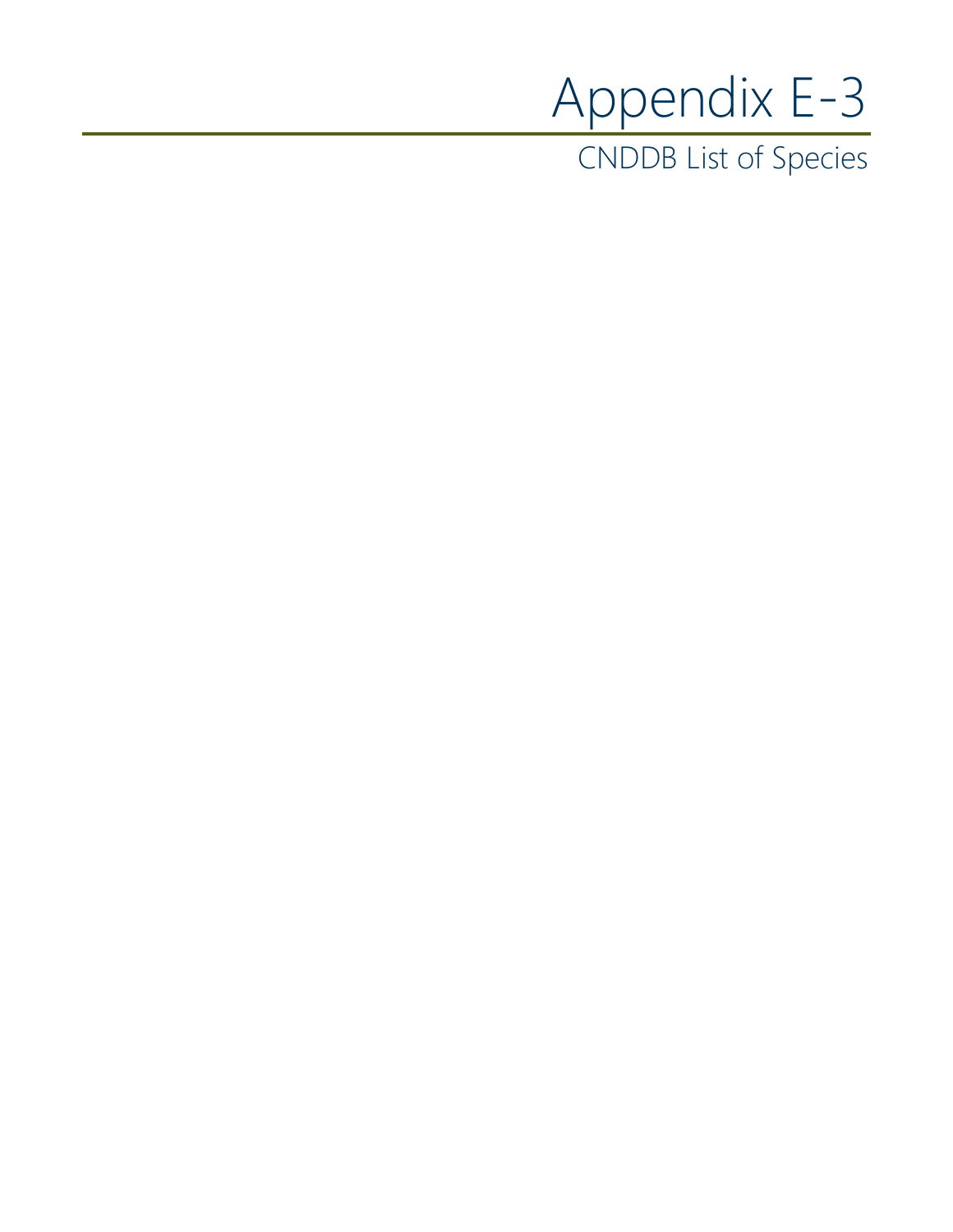# Appendix E-3

## CNDDB List of Species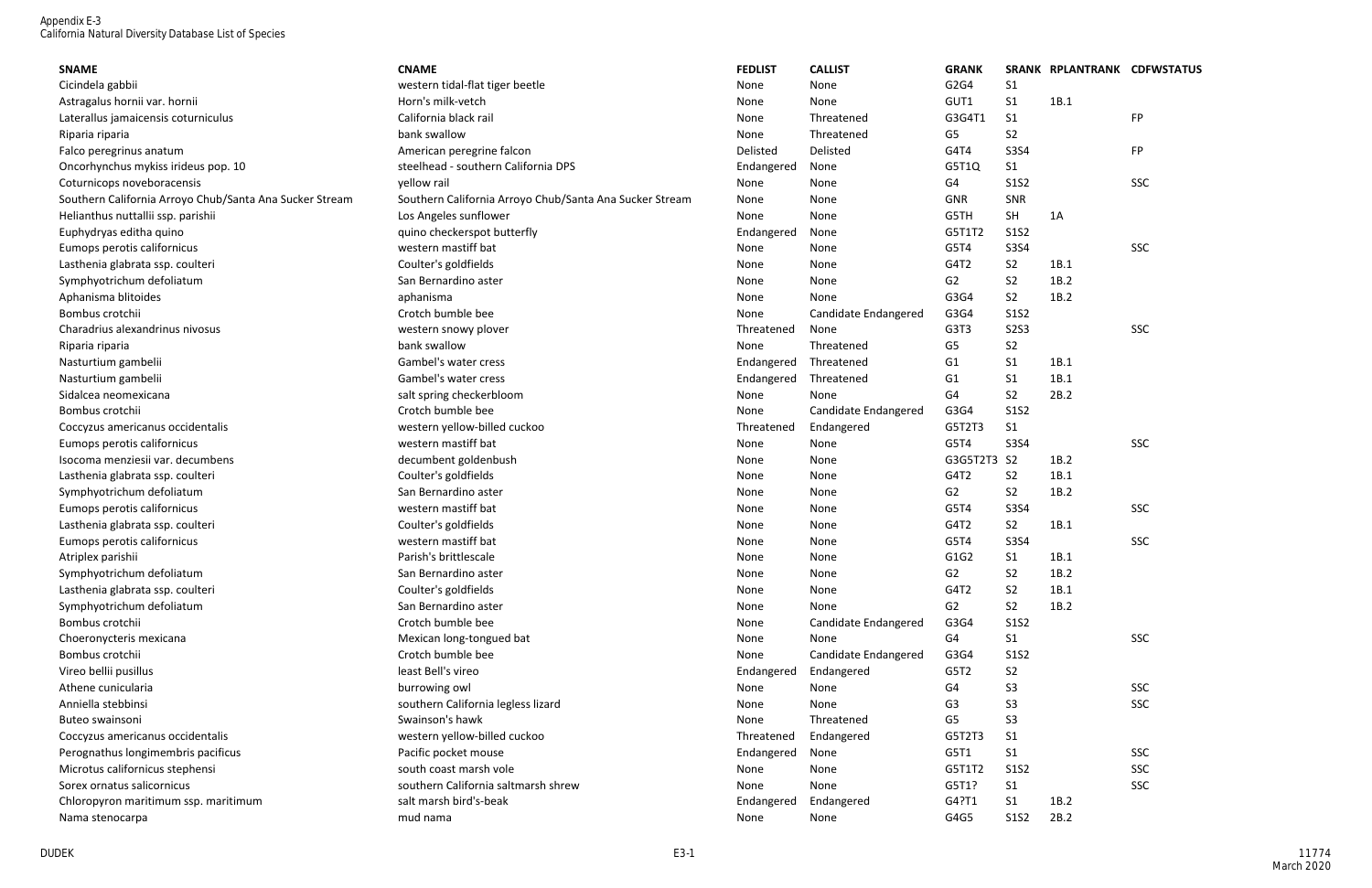Appendix E-3
California Natural Diversity Database List of Species

| SNAME | CNAME | FEDLIST | CALLIST | GRANK | SRANK | RPLANTRANK | CDFWSTATUS |
|---|---|---|---|---|---|---|---|
| Cicindela gabbii | western tidal-flat tiger beetle | None | None | G2G4 | S1 | | |
| Astragalus hornii var. hornii | Horn's milk-vetch | None | None | GUT1 | S1 | 1B.1 | |
| Laterallus jamaicensis coturniculus | California black rail | None | Threatened | G3G4T1 | S1 | | FP |
| Riparia riparia | bank swallow | None | Threatened | G5 | S2 | | |
| Falco peregrinus anatum | American peregrine falcon | Delisted | Delisted | G4T4 | S3S4 | | FP |
| Oncorhynchus mykiss irideus pop. 10 | steelhead - southern California DPS | Endangered | None | G5T1Q | S1 | | |
| Coturnicops noveboracensis | yellow rail | None | None | G4 | S1S2 | | SSC |
| Southern California Arroyo Chub/Santa Ana Sucker Stream | Southern California Arroyo Chub/Santa Ana Sucker Stream | None | None | GNR | SNR | | |
| Helianthus nuttallii ssp. parishii | Los Angeles sunflower | None | None | G5TH | SH | 1A | |
| Euphydryas editha quino | quino checkerspot butterfly | Endangered | None | G5T1T2 | S1S2 | | |
| Eumops perotis californicus | western mastiff bat | None | None | G5T4 | S3S4 | | SSC |
| Lasthenia glabrata ssp. coulteri | Coulter's goldfields | None | None | G4T2 | S2 | 1B.1 | |
| Symphyotrichum defoliatum | San Bernardino aster | None | None | G2 | S2 | 1B.2 | |
| Aphanisma blitoides | aphanisma | None | None | G3G4 | S2 | 1B.2 | |
| Bombus crotchii | Crotch bumble bee | None | Candidate Endangered | G3G4 | S1S2 | | |
| Charadrius alexandrinus nivosus | western snowy plover | Threatened | None | G3T3 | S2S3 | | SSC |
| Riparia riparia | bank swallow | None | Threatened | G5 | S2 | | |
| Nasturtium gambelii | Gambel's water cress | Endangered | Threatened | G1 | S1 | 1B.1 | |
| Nasturtium gambelii | Gambel's water cress | Endangered | Threatened | G1 | S1 | 1B.1 | |
| Sidalcea neomexicana | salt spring checkerbloom | None | None | G4 | S2 | 2B.2 | |
| Bombus crotchii | Crotch bumble bee | None | Candidate Endangered | G3G4 | S1S2 | | |
| Coccyzus americanus occidentalis | western yellow-billed cuckoo | Threatened | Endangered | G5T2T3 | S1 | | |
| Eumops perotis californicus | western mastiff bat | None | None | G5T4 | S3S4 | | SSC |
| Isocoma menziesii var. decumbens | decumbent goldenbush | None | None | G3G5T2T3 | S2 | 1B.2 | |
| Lasthenia glabrata ssp. coulteri | Coulter's goldfields | None | None | G4T2 | S2 | 1B.1 | |
| Symphyotrichum defoliatum | San Bernardino aster | None | None | G2 | S2 | 1B.2 | |
| Eumops perotis californicus | western mastiff bat | None | None | G5T4 | S3S4 | | SSC |
| Lasthenia glabrata ssp. coulteri | Coulter's goldfields | None | None | G4T2 | S2 | 1B.1 | |
| Eumops perotis californicus | western mastiff bat | None | None | G5T4 | S3S4 | | SSC |
| Atriplex parishii | Parish's brittlescale | None | None | G1G2 | S1 | 1B.1 | |
| Symphyotrichum defoliatum | San Bernardino aster | None | None | G2 | S2 | 1B.2 | |
| Lasthenia glabrata ssp. coulteri | Coulter's goldfields | None | None | G4T2 | S2 | 1B.1 | |
| Symphyotrichum defoliatum | San Bernardino aster | None | None | G2 | S2 | 1B.2 | |
| Bombus crotchii | Crotch bumble bee | None | Candidate Endangered | G3G4 | S1S2 | | |
| Choeronycteris mexicana | Mexican long-tongued bat | None | None | G4 | S1 | | SSC |
| Bombus crotchii | Crotch bumble bee | None | Candidate Endangered | G3G4 | S1S2 | | |
| Vireo bellii pusillus | least Bell's vireo | Endangered | Endangered | G5T2 | S2 | | |
| Athene cunicularia | burrowing owl | None | None | G4 | S3 | | SSC |
| Anniella stebbinsi | southern California legless lizard | None | None | G3 | S3 | | SSC |
| Buteo swainsoni | Swainson's hawk | None | Threatened | G5 | S3 | | |
| Coccyzus americanus occidentalis | western yellow-billed cuckoo | Threatened | Endangered | G5T2T3 | S1 | | |
| Perognathus longimembris pacificus | Pacific pocket mouse | Endangered | None | G5T1 | S1 | | SSC |
| Microtus californicus stephensi | south coast marsh vole | None | None | G5T1T2 | S1S2 | | SSC |
| Sorex ornatus salicornicus | southern California saltmarsh shrew | None | None | G5T1? | S1 | | SSC |
| Chloropyron maritimum ssp. maritimum | salt marsh bird's-beak | Endangered | Endangered | G4?T1 | S1 | 1B.2 | |
| Nama stenocarpa | mud nama | None | None | G4G5 | S1S2 | 2B.2 | |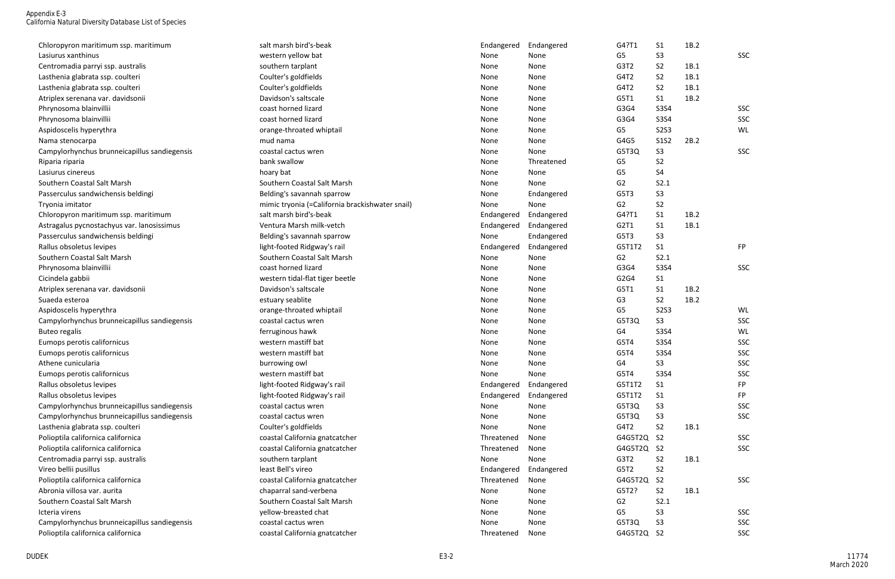| | | | | | | | |
|---|---|---|---|---|---|---|---|
| Chloropyron maritimum ssp. maritimum | salt marsh bird's-beak | Endangered | Endangered | G4?T1 | S1 | 1B.2 | |
| Lasiurus xanthinus | western yellow bat | None | None | G5 | S3 | | SSC |
| Centromadia parryi ssp. australis | southern tarplant | None | None | G3T2 | S2 | 1B.1 | |
| Lasthenia glabrata ssp. coulteri | Coulter's goldfields | None | None | G4T2 | S2 | 1B.1 | |
| Lasthenia glabrata ssp. coulteri | Coulter's goldfields | None | None | G4T2 | S2 | 1B.1 | |
| Atriplex serenana var. davidsonii | Davidson's saltscale | None | None | G5T1 | S1 | 1B.2 | |
| Phrynosoma blainvillii | coast horned lizard | None | None | G3G4 | S3S4 | | SSC |
| Phrynosoma blainvillii | coast horned lizard | None | None | G3G4 | S3S4 | | SSC |
| Aspidoscelis hyperythra | orange-throated whiptail | None | None | G5 | S2S3 | | WL |
| Nama stenocarpa | mud nama | None | None | G4G5 | S1S2 | 2B.2 | |
| Campylorhynchus brunneicapillus sandiegensis | coastal cactus wren | None | None | G5T3Q | S3 | | SSC |
| Riparia riparia | bank swallow | None | Threatened | G5 | S2 | | |
| Lasiurus cinereus | hoary bat | None | None | G5 | S4 | | |
| Southern Coastal Salt Marsh | Southern Coastal Salt Marsh | None | None | G2 | S2.1 | | |
| Passerculus sandwichensis beldingi | Belding's savannah sparrow | None | Endangered | G5T3 | S3 | | |
| Tryonia imitator | mimic tryonia (=California brackishwater snail) | None | None | G2 | S2 | | |
| Chloropyron maritimum ssp. maritimum | salt marsh bird's-beak | Endangered | Endangered | G4?T1 | S1 | 1B.2 | |
| Astragalus pycnostachyus var. lanosissimus | Ventura Marsh milk-vetch | Endangered | Endangered | G2T1 | S1 | 1B.1 | |
| Passerculus sandwichensis beldingi | Belding's savannah sparrow | None | Endangered | G5T3 | S3 | | |
| Rallus obsoletus levipes | light-footed Ridgway's rail | Endangered | Endangered | G5T1T2 | S1 | | FP |
| Southern Coastal Salt Marsh | Southern Coastal Salt Marsh | None | None | G2 | S2.1 | | |
| Phrynosoma blainvillii | coast horned lizard | None | None | G3G4 | S3S4 | | SSC |
| Cicindela gabbii | western tidal-flat tiger beetle | None | None | G2G4 | S1 | | |
| Atriplex serenana var. davidsonii | Davidson's saltscale | None | None | G5T1 | S1 | 1B.2 | |
| Suaeda esteroa | estuary seablite | None | None | G3 | S2 | 1B.2 | |
| Aspidoscelis hyperythra | orange-throated whiptail | None | None | G5 | S2S3 | | WL |
| Campylorhynchus brunneicapillus sandiegensis | coastal cactus wren | None | None | G5T3Q | S3 | | SSC |
| Buteo regalis | ferruginous hawk | None | None | G4 | S3S4 | | WL |
| Eumops perotis californicus | western mastiff bat | None | None | G5T4 | S3S4 | | SSC |
| Eumops perotis californicus | western mastiff bat | None | None | G5T4 | S3S4 | | SSC |
| Athene cunicularia | burrowing owl | None | None | G4 | S3 | | SSC |
| Eumops perotis californicus | western mastiff bat | None | None | G5T4 | S3S4 | | SSC |
| Rallus obsoletus levipes | light-footed Ridgway's rail | Endangered | Endangered | G5T1T2 | S1 | | FP |
| Rallus obsoletus levipes | light-footed Ridgway's rail | Endangered | Endangered | G5T1T2 | S1 | | FP |
| Campylorhynchus brunneicapillus sandiegensis | coastal cactus wren | None | None | G5T3Q | S3 | | SSC |
| Campylorhynchus brunneicapillus sandiegensis | coastal cactus wren | None | None | G5T3Q | S3 | | SSC |
| Lasthenia glabrata ssp. coulteri | Coulter's goldfields | None | None | G4T2 | S2 | 1B.1 | |
| Polioptila californica californica | coastal California gnatcatcher | Threatened | None | G4G5T2Q | S2 | | SSC |
| Polioptila californica californica | coastal California gnatcatcher | Threatened | None | G4G5T2Q | S2 | | SSC |
| Centromadia parryi ssp. australis | southern tarplant | None | None | G3T2 | S2 | 1B.1 | |
| Vireo bellii pusillus | least Bell's vireo | Endangered | Endangered | G5T2 | S2 | | |
| Polioptila californica californica | coastal California gnatcatcher | Threatened | None | G4G5T2Q | S2 | | SSC |
| Abronia villosa var. aurita | chaparral sand-verbena | None | None | G5T2? | S2 | 1B.1 | |
| Southern Coastal Salt Marsh | Southern Coastal Salt Marsh | None | None | G2 | S2.1 | | |
| Icteria virens | yellow-breasted chat | None | None | G5 | S3 | | SSC |
| Campylorhynchus brunneicapillus sandiegensis | coastal cactus wren | None | None | G5T3Q | S3 | | SSC |
| Polioptila californica californica | coastal California gnatcatcher | Threatened | None | G4G5T2Q | S2 | | SSC |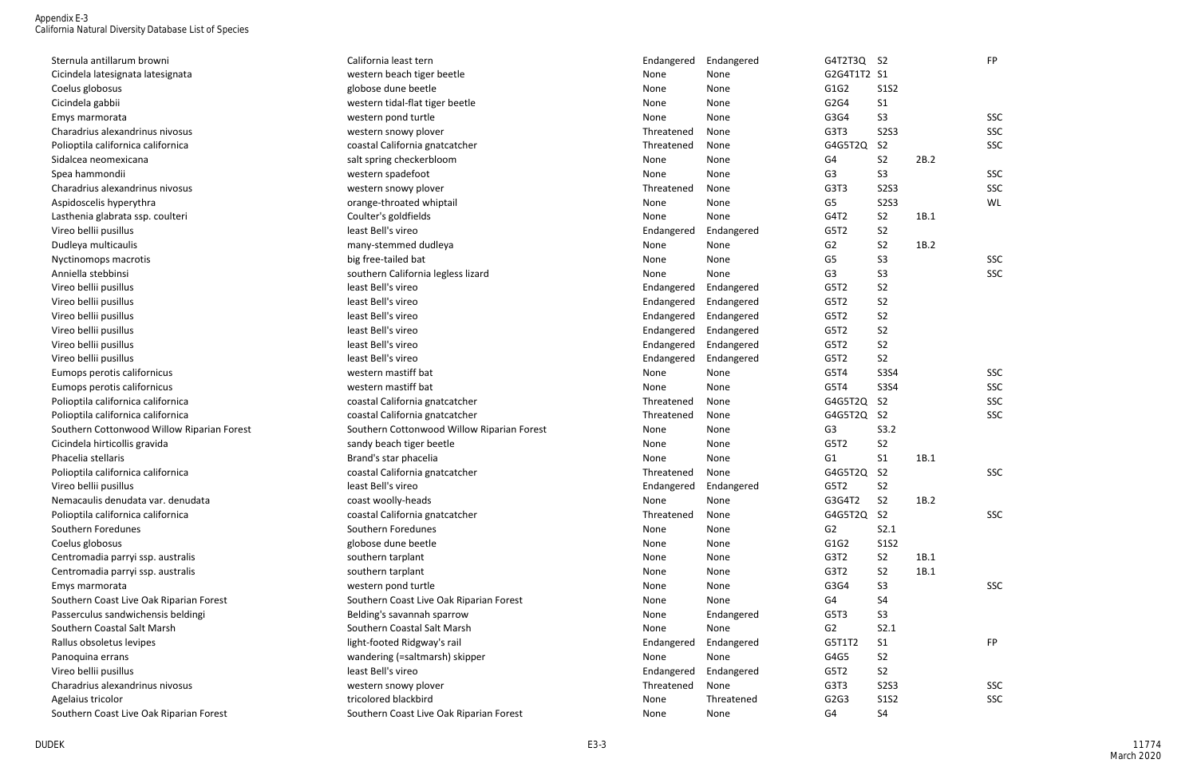| Sternula antillarum browni | California least tern | Endangered | Endangered | G4T2T3Q | S2 | | FP |
|---|---|---|---|---|---|---|---|
| Cicindela latesignata latesignata | western beach tiger beetle | None | None | G2G4T1T2 | S1 | | |
| Coelus globosus | globose dune beetle | None | None | G1G2 | S1S2 | | |
| Cicindela gabbii | western tidal-flat tiger beetle | None | None | G2G4 | S1 | | |
| Emys marmorata | western pond turtle | None | None | G3G4 | S3 | | SSC |
| Charadrius alexandrinus nivosus | western snowy plover | Threatened | None | G3T3 | S2S3 | | SSC |
| Polioptila californica californica | coastal California gnatcatcher | Threatened | None | G4G5T2Q | S2 | | SSC |
| Sidalcea neomexicana | salt spring checkerbloom | None | None | G4 | S2 | 2B.2 | |
| Spea hammondii | western spadefoot | None | None | G3 | S3 | | SSC |
| Charadrius alexandrinus nivosus | western snowy plover | Threatened | None | G3T3 | S2S3 | | SSC |
| Aspidoscelis hyperythra | orange-throated whiptail | None | None | G5 | S2S3 | | WL |
| Lasthenia glabrata ssp. coulteri | Coulter's goldfields | None | None | G4T2 | S2 | 1B.1 | |
| Vireo bellii pusillus | least Bell's vireo | Endangered | Endangered | G5T2 | S2 | | |
| Dudleya multicaulis | many-stemmed dudleya | None | None | G2 | S2 | 1B.2 | |
| Nyctinomops macrotis | big free-tailed bat | None | None | G5 | S3 | | SSC |
| Anniella stebbinsi | southern California legless lizard | None | None | G3 | S3 | | SSC |
| Vireo bellii pusillus | least Bell's vireo | Endangered | Endangered | G5T2 | S2 | | |
| Vireo bellii pusillus | least Bell's vireo | Endangered | Endangered | G5T2 | S2 | | |
| Vireo bellii pusillus | least Bell's vireo | Endangered | Endangered | G5T2 | S2 | | |
| Vireo bellii pusillus | least Bell's vireo | Endangered | Endangered | G5T2 | S2 | | |
| Vireo bellii pusillus | least Bell's vireo | Endangered | Endangered | G5T2 | S2 | | |
| Vireo bellii pusillus | least Bell's vireo | Endangered | Endangered | G5T2 | S2 | | |
| Eumops perotis californicus | western mastiff bat | None | None | G5T4 | S3S4 | | SSC |
| Eumops perotis californicus | western mastiff bat | None | None | G5T4 | S3S4 | | SSC |
| Polioptila californica californica | coastal California gnatcatcher | Threatened | None | G4G5T2Q | S2 | | SSC |
| Polioptila californica californica | coastal California gnatcatcher | Threatened | None | G4G5T2Q | S2 | | SSC |
| Southern Cottonwood Willow Riparian Forest | Southern Cottonwood Willow Riparian Forest | None | None | G3 | S3.2 | | |
| Cicindela hirticollis gravida | sandy beach tiger beetle | None | None | G5T2 | S2 | | |
| Phacelia stellaris | Brand's star phacelia | None | None | G1 | S1 | 1B.1 | |
| Polioptila californica californica | coastal California gnatcatcher | Threatened | None | G4G5T2Q | S2 | | SSC |
| Vireo bellii pusillus | least Bell's vireo | Endangered | Endangered | G5T2 | S2 | | |
| Nemacaulis denudata var. denudata | coast woolly-heads | None | None | G3G4T2 | S2 | 1B.2 | |
| Polioptila californica californica | coastal California gnatcatcher | Threatened | None | G4G5T2Q | S2 | | SSC |
| Southern Foredunes | Southern Foredunes | None | None | G2 | S2.1 | | |
| Coelus globosus | globose dune beetle | None | None | G1G2 | S1S2 | | |
| Centromadia parryi ssp. australis | southern tarplant | None | None | G3T2 | S2 | 1B.1 | |
| Centromadia parryi ssp. australis | southern tarplant | None | None | G3T2 | S2 | 1B.1 | |
| Emys marmorata | western pond turtle | None | None | G3G4 | S3 | | SSC |
| Southern Coast Live Oak Riparian Forest | Southern Coast Live Oak Riparian Forest | None | None | G4 | S4 | | |
| Passerculus sandwichensis beldingi | Belding's savannah sparrow | None | Endangered | G5T3 | S3 | | |
| Southern Coastal Salt Marsh | Southern Coastal Salt Marsh | None | None | G2 | S2.1 | | |
| Rallus obsoletus levipes | light-footed Ridgway's rail | Endangered | Endangered | G5T1T2 | S1 | | FP |
| Panoquina errans | wandering (=saltmarsh) skipper | None | None | G4G5 | S2 | | |
| Vireo bellii pusillus | least Bell's vireo | Endangered | Endangered | G5T2 | S2 | | |
| Charadrius alexandrinus nivosus | western snowy plover | Threatened | None | G3T3 | S2S3 | | SSC |
| Agelaius tricolor | tricolored blackbird | None | Threatened | G2G3 | S1S2 | | SSC |
| Southern Coast Live Oak Riparian Forest | Southern Coast Live Oak Riparian Forest | None | None | G4 | S4 | | |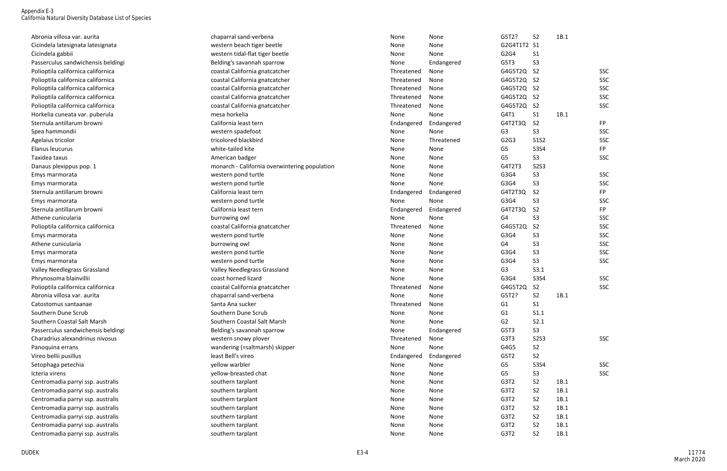| Abronia villosa var. aurita | chaparral sand-verbena | None | None | G5T2? | S2 | 1B.1 | |
|---|---|---|---|---|---|---|---|
| Cicindela latesignata latesignata | western beach tiger beetle | None | None | G2G4T1T2 | S1 | | |
| Cicindela gabbii | western tidal-flat tiger beetle | None | None | G2G4 | S1 | | |
| Passerculus sandwichensis beldingi | Belding's savannah sparrow | None | Endangered | G5T3 | S3 | | |
| Polioptila californica californica | coastal California gnatcatcher | Threatened | None | G4G5T2Q | S2 | | SSC |
| Polioptila californica californica | coastal California gnatcatcher | Threatened | None | G4G5T2Q | S2 | | SSC |
| Polioptila californica californica | coastal California gnatcatcher | Threatened | None | G4G5T2Q | S2 | | SSC |
| Polioptila californica californica | coastal California gnatcatcher | Threatened | None | G4G5T2Q | S2 | | SSC |
| Polioptila californica californica | coastal California gnatcatcher | Threatened | None | G4G5T2Q | S2 | | SSC |
| Horkelia cuneata var. puberula | mesa horkelia | None | None | G4T1 | S1 | 1B.1 | |
| Sternula antillarum browni | California least tern | Endangered | Endangered | G4T2T3Q | S2 | | FP |
| Spea hammondii | western spadefoot | None | None | G3 | S3 | | SSC |
| Agelaius tricolor | tricolored blackbird | None | Threatened | G2G3 | S1S2 | | SSC |
| Elanus leucurus | white-tailed kite | None | None | G5 | S3S4 | | FP |
| Taxidea taxus | American badger | None | None | G5 | S3 | | SSC |
| Danaus plexippus pop. 1 | monarch - California overwintering population | None | None | G4T2T3 | S2S3 | | |
| Emys marmorata | western pond turtle | None | None | G3G4 | S3 | | SSC |
| Emys marmorata | western pond turtle | None | None | G3G4 | S3 | | SSC |
| Sternula antillarum browni | California least tern | Endangered | Endangered | G4T2T3Q | S2 | | FP |
| Emys marmorata | western pond turtle | None | None | G3G4 | S3 | | SSC |
| Sternula antillarum browni | California least tern | Endangered | Endangered | G4T2T3Q | S2 | | FP |
| Athene cunicularia | burrowing owl | None | None | G4 | S3 | | SSC |
| Polioptila californica californica | coastal California gnatcatcher | Threatened | None | G4G5T2Q | S2 | | SSC |
| Emys marmorata | western pond turtle | None | None | G3G4 | S3 | | SSC |
| Athene cunicularia | burrowing owl | None | None | G4 | S3 | | SSC |
| Emys marmorata | western pond turtle | None | None | G3G4 | S3 | | SSC |
| Emys marmorata | western pond turtle | None | None | G3G4 | S3 | | SSC |
| Valley Needlegrass Grassland | Valley Needlegrass Grassland | None | None | G3 | S3.1 | | |
| Phrynosoma blainvillii | coast horned lizard | None | None | G3G4 | S3S4 | | SSC |
| Polioptila californica californica | coastal California gnatcatcher | Threatened | None | G4G5T2Q | S2 | | SSC |
| Abronia villosa var. aurita | chaparral sand-verbena | None | None | G5T2? | S2 | 1B.1 | |
| Catostomus santaanae | Santa Ana sucker | Threatened | None | G1 | S1 | | |
| Southern Dune Scrub | Southern Dune Scrub | None | None | G1 | S1.1 | | |
| Southern Coastal Salt Marsh | Southern Coastal Salt Marsh | None | None | G2 | S2.1 | | |
| Passerculus sandwichensis beldingi | Belding's savannah sparrow | None | Endangered | G5T3 | S3 | | |
| Charadrius alexandrinus nivosus | western snowy plover | Threatened | None | G3T3 | S2S3 | | SSC |
| Panoquina errans | wandering (=saltmarsh) skipper | None | None | G4G5 | S2 | | |
| Vireo bellii pusillus | least Bell's vireo | Endangered | Endangered | G5T2 | S2 | | |
| Setophaga petechia | yellow warbler | None | None | G5 | S3S4 | | SSC |
| Icteria virens | yellow-breasted chat | None | None | G5 | S3 | | SSC |
| Centromadia parryi ssp. australis | southern tarplant | None | None | G3T2 | S2 | 1B.1 | |
| Centromadia parryi ssp. australis | southern tarplant | None | None | G3T2 | S2 | 1B.1 | |
| Centromadia parryi ssp. australis | southern tarplant | None | None | G3T2 | S2 | 1B.1 | |
| Centromadia parryi ssp. australis | southern tarplant | None | None | G3T2 | S2 | 1B.1 | |
| Centromadia parryi ssp. australis | southern tarplant | None | None | G3T2 | S2 | 1B.1 | |
| Centromadia parryi ssp. australis | southern tarplant | None | None | G3T2 | S2 | 1B.1 | |
| Centromadia parryi ssp. australis | southern tarplant | None | None | G3T2 | S2 | 1B.1 | |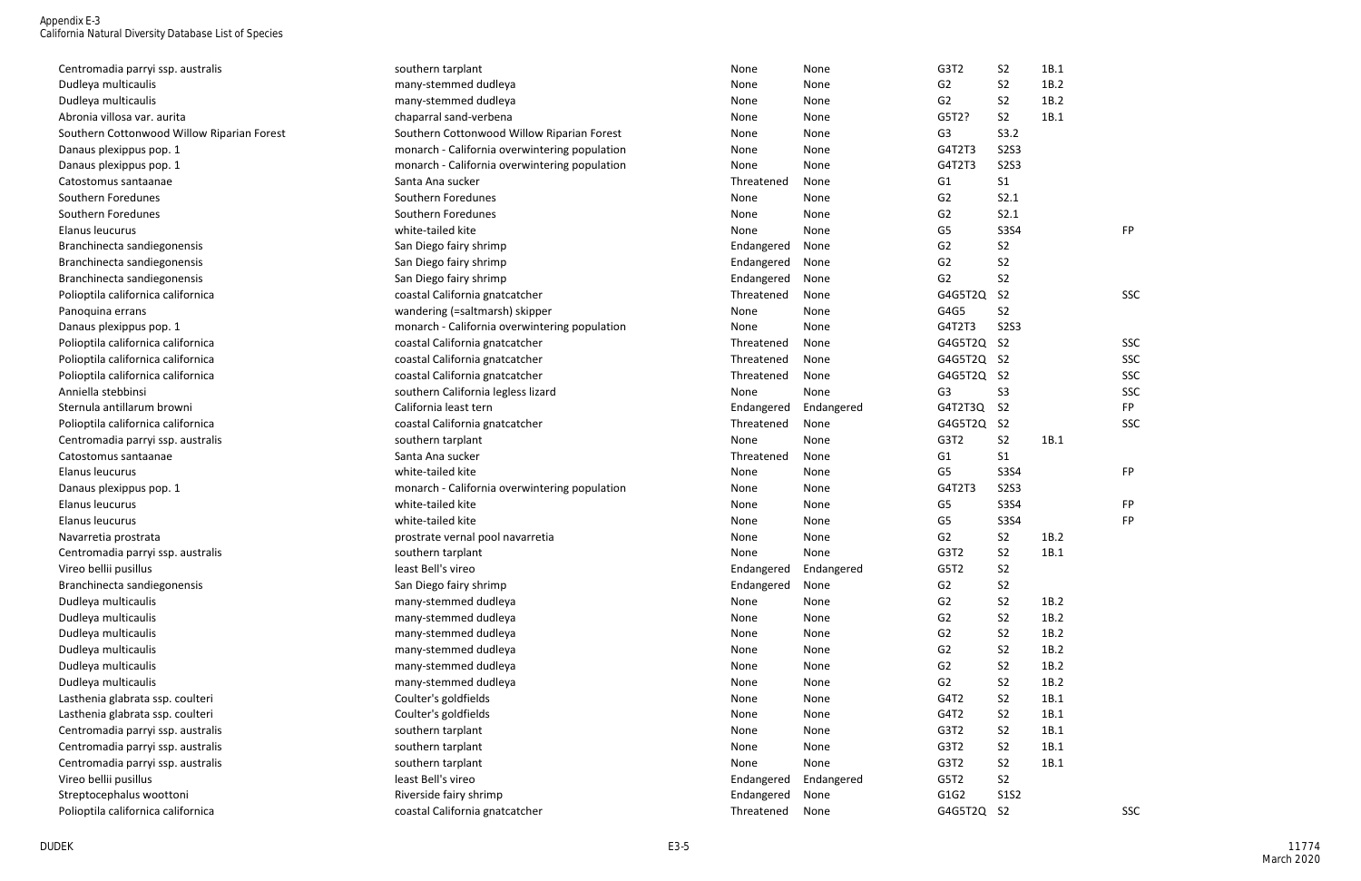| | | | | | | | |
|---|---|---|---|---|---|---|---|
| Centromadia parryi ssp. australis | southern tarplant | None | None | G3T2 | S2 | 1B.1 | |
| Dudleya multicaulis | many-stemmed dudleya | None | None | G2 | S2 | 1B.2 | |
| Dudleya multicaulis | many-stemmed dudleya | None | None | G2 | S2 | 1B.2 | |
| Abronia villosa var. aurita | chaparral sand-verbena | None | None | G5T2? | S2 | 1B.1 | |
| Southern Cottonwood Willow Riparian Forest | Southern Cottonwood Willow Riparian Forest | None | None | G3 | S3.2 | | |
| Danaus plexippus pop. 1 | monarch - California overwintering population | None | None | G4T2T3 | S2S3 | | |
| Danaus plexippus pop. 1 | monarch - California overwintering population | None | None | G4T2T3 | S2S3 | | |
| Catostomus santaanae | Santa Ana sucker | Threatened | None | G1 | S1 | | |
| Southern Foredunes | Southern Foredunes | None | None | G2 | S2.1 | | |
| Southern Foredunes | Southern Foredunes | None | None | G2 | S2.1 | | |
| Elanus leucurus | white-tailed kite | None | None | G5 | S3S4 | | FP |
| Branchinecta sandiegonensis | San Diego fairy shrimp | Endangered | None | G2 | S2 | | |
| Branchinecta sandiegonensis | San Diego fairy shrimp | Endangered | None | G2 | S2 | | |
| Branchinecta sandiegonensis | San Diego fairy shrimp | Endangered | None | G2 | S2 | | |
| Polioptila californica californica | coastal California gnatcatcher | Threatened | None | G4G5T2Q | S2 | | SSC |
| Panoquina errans | wandering (=saltmarsh) skipper | None | None | G4G5 | S2 | | |
| Danaus plexippus pop. 1 | monarch - California overwintering population | None | None | G4T2T3 | S2S3 | | |
| Polioptila californica californica | coastal California gnatcatcher | Threatened | None | G4G5T2Q | S2 | | SSC |
| Polioptila californica californica | coastal California gnatcatcher | Threatened | None | G4G5T2Q | S2 | | SSC |
| Polioptila californica californica | coastal California gnatcatcher | Threatened | None | G4G5T2Q | S2 | | SSC |
| Anniella stebbinsi | southern California legless lizard | None | None | G3 | S3 | | SSC |
| Sternula antillarum browni | California least tern | Endangered | Endangered | G4T2T3Q | S2 | | FP |
| Polioptila californica californica | coastal California gnatcatcher | Threatened | None | G4G5T2Q | S2 | | SSC |
| Centromadia parryi ssp. australis | southern tarplant | None | None | G3T2 | S2 | 1B.1 | |
| Catostomus santaanae | Santa Ana sucker | Threatened | None | G1 | S1 | | |
| Elanus leucurus | white-tailed kite | None | None | G5 | S3S4 | | FP |
| Danaus plexippus pop. 1 | monarch - California overwintering population | None | None | G4T2T3 | S2S3 | | |
| Elanus leucurus | white-tailed kite | None | None | G5 | S3S4 | | FP |
| Elanus leucurus | white-tailed kite | None | None | G5 | S3S4 | | FP |
| Navarretia prostrata | prostrate vernal pool navarretia | None | None | G2 | S2 | 1B.2 | |
| Centromadia parryi ssp. australis | southern tarplant | None | None | G3T2 | S2 | 1B.1 | |
| Vireo bellii pusillus | least Bell's vireo | Endangered | Endangered | G5T2 | S2 | | |
| Branchinecta sandiegonensis | San Diego fairy shrimp | Endangered | None | G2 | S2 | | |
| Dudleya multicaulis | many-stemmed dudleya | None | None | G2 | S2 | 1B.2 | |
| Dudleya multicaulis | many-stemmed dudleya | None | None | G2 | S2 | 1B.2 | |
| Dudleya multicaulis | many-stemmed dudleya | None | None | G2 | S2 | 1B.2 | |
| Dudleya multicaulis | many-stemmed dudleya | None | None | G2 | S2 | 1B.2 | |
| Dudleya multicaulis | many-stemmed dudleya | None | None | G2 | S2 | 1B.2 | |
| Dudleya multicaulis | many-stemmed dudleya | None | None | G2 | S2 | 1B.2 | |
| Lasthenia glabrata ssp. coulteri | Coulter's goldfields | None | None | G4T2 | S2 | 1B.1 | |
| Lasthenia glabrata ssp. coulteri | Coulter's goldfields | None | None | G4T2 | S2 | 1B.1 | |
| Centromadia parryi ssp. australis | southern tarplant | None | None | G3T2 | S2 | 1B.1 | |
| Centromadia parryi ssp. australis | southern tarplant | None | None | G3T2 | S2 | 1B.1 | |
| Centromadia parryi ssp. australis | southern tarplant | None | None | G3T2 | S2 | 1B.1 | |
| Vireo bellii pusillus | least Bell's vireo | Endangered | Endangered | G5T2 | S2 | | |
| Streptocephalus woottoni | Riverside fairy shrimp | Endangered | None | G1G2 | S1S2 | | |
| Polioptila californica californica | coastal California gnatcatcher | Threatened | None | G4G5T2Q | S2 | | SSC |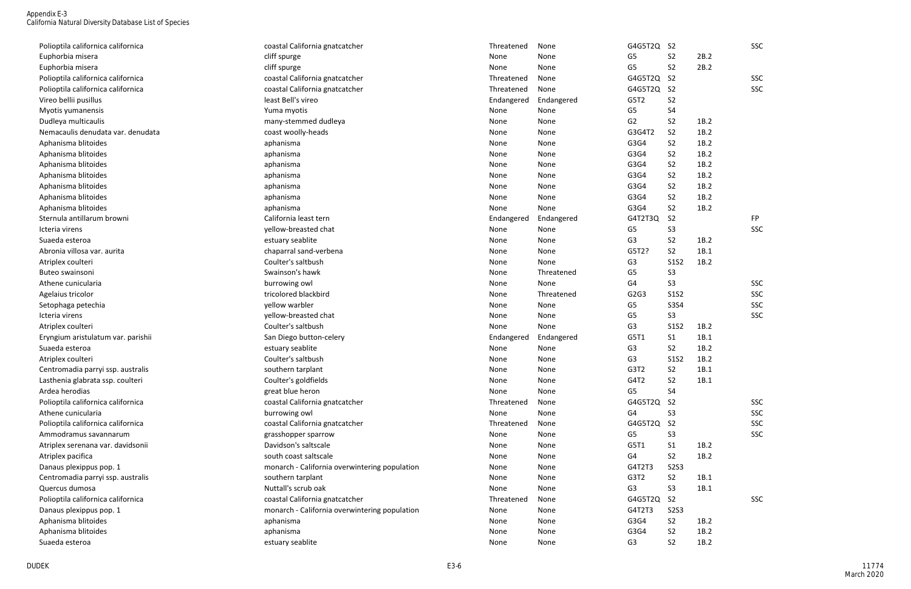| | | | | | | | |
|---|---|---|---|---|---|---|---|
| Polioptila californica californica | coastal California gnatcatcher | Threatened | None | G4G5T2Q | S2 | | SSC |
| Euphorbia misera | cliff spurge | None | None | G5 | S2 | 2B.2 | |
| Euphorbia misera | cliff spurge | None | None | G5 | S2 | 2B.2 | |
| Polioptila californica californica | coastal California gnatcatcher | Threatened | None | G4G5T2Q | S2 | | SSC |
| Polioptila californica californica | coastal California gnatcatcher | Threatened | None | G4G5T2Q | S2 | | SSC |
| Vireo bellii pusillus | least Bell's vireo | Endangered | Endangered | G5T2 | S2 | | |
| Myotis yumanensis | Yuma myotis | None | None | G5 | S4 | | |
| Dudleya multicaulis | many-stemmed dudleya | None | None | G2 | S2 | 1B.2 | |
| Nemacaulis denudata var. denudata | coast woolly-heads | None | None | G3G4T2 | S2 | 1B.2 | |
| Aphanisma blitoides | aphanisma | None | None | G3G4 | S2 | 1B.2 | |
| Aphanisma blitoides | aphanisma | None | None | G3G4 | S2 | 1B.2 | |
| Aphanisma blitoides | aphanisma | None | None | G3G4 | S2 | 1B.2 | |
| Aphanisma blitoides | aphanisma | None | None | G3G4 | S2 | 1B.2 | |
| Aphanisma blitoides | aphanisma | None | None | G3G4 | S2 | 1B.2 | |
| Aphanisma blitoides | aphanisma | None | None | G3G4 | S2 | 1B.2 | |
| Sternula antillarum browni | California least tern | Endangered | Endangered | G4T2T3Q | S2 | | FP |
| Icteria virens | yellow-breasted chat | None | None | G5 | S3 | | SSC |
| Suaeda esteroa | estuary seablite | None | None | G3 | S2 | 1B.2 | |
| Abronia villosa var. aurita | chaparral sand-verbena | None | None | G5T2? | S2 | 1B.1 | |
| Atriplex coulteri | Coulter's saltbush | None | None | G3 | S1S2 | 1B.2 | |
| Buteo swainsoni | Swainson's hawk | None | Threatened | G5 | S3 | | |
| Athene cunicularia | burrowing owl | None | None | G4 | S3 | | SSC |
| Agelaius tricolor | tricolored blackbird | None | Threatened | G2G3 | S1S2 | | SSC |
| Setophaga petechia | yellow warbler | None | None | G5 | S3S4 | | SSC |
| Icteria virens | yellow-breasted chat | None | None | G5 | S3 | | SSC |
| Atriplex coulteri | Coulter's saltbush | None | None | G3 | S1S2 | 1B.2 | |
| Eryngium aristulatum var. parishii | San Diego button-celery | Endangered | Endangered | G5T1 | S1 | 1B.1 | |
| Suaeda esteroa | estuary seablite | None | None | G3 | S2 | 1B.2 | |
| Atriplex coulteri | Coulter's saltbush | None | None | G3 | S1S2 | 1B.2 | |
| Centromadia parryi ssp. australis | southern tarplant | None | None | G3T2 | S2 | 1B.1 | |
| Lasthenia glabrata ssp. coulteri | Coulter's goldfields | None | None | G4T2 | S2 | 1B.1 | |
| Ardea herodias | great blue heron | None | None | G5 | S4 | | |
| Polioptila californica californica | coastal California gnatcatcher | Threatened | None | G4G5T2Q | S2 | | SSC |
| Athene cunicularia | burrowing owl | None | None | G4 | S3 | | SSC |
| Polioptila californica californica | coastal California gnatcatcher | Threatened | None | G4G5T2Q | S2 | | SSC |
| Ammodramus savannarum | grasshopper sparrow | None | None | G5 | S3 | | SSC |
| Atriplex serenana var. davidsonii | Davidson's saltscale | None | None | G5T1 | S1 | 1B.2 | |
| Atriplex pacifica | south coast saltscale | None | None | G4 | S2 | 1B.2 | |
| Danaus plexippus pop. 1 | monarch - California overwintering population | None | None | G4T2T3 | S2S3 | | |
| Centromadia parryi ssp. australis | southern tarplant | None | None | G3T2 | S2 | 1B.1 | |
| Quercus dumosa | Nuttall's scrub oak | None | None | G3 | S3 | 1B.1 | |
| Polioptila californica californica | coastal California gnatcatcher | Threatened | None | G4G5T2Q | S2 | | SSC |
| Danaus plexippus pop. 1 | monarch - California overwintering population | None | None | G4T2T3 | S2S3 | | |
| Aphanisma blitoides | aphanisma | None | None | G3G4 | S2 | 1B.2 | |
| Aphanisma blitoides | aphanisma | None | None | G3G4 | S2 | 1B.2 | |
| Suaeda esteroa | estuary seablite | None | None | G3 | S2 | 1B.2 | |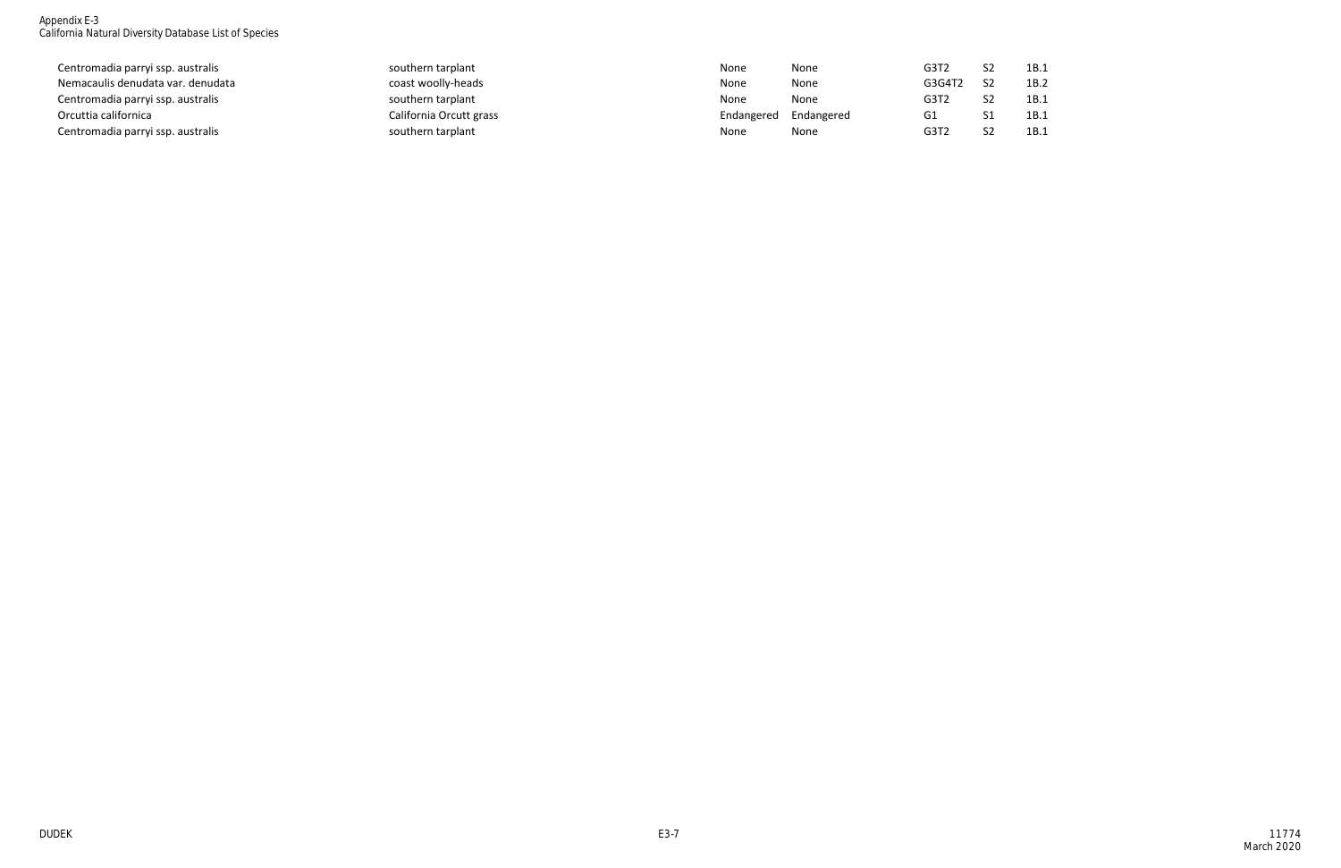| | | | | | | |
|---|---|---|---|---|---|---|
| Centromadia parryi ssp. australis | southern tarplant | None | None | G3T2 | S2 | 1B.1 |
| Nemacaulis denudata var. denudata | coast woolly-heads | None | None | G3G4T2 | S2 | 1B.2 |
| Centromadia parryi ssp. australis | southern tarplant | None | None | G3T2 | S2 | 1B.1 |
| Orcuttia californica | California Orcutt grass | Endangered | Endangered | G1 | S1 | 1B.1 |
| Centromadia parryi ssp. australis | southern tarplant | None | None | G3T2 | S2 | 1B.1 |